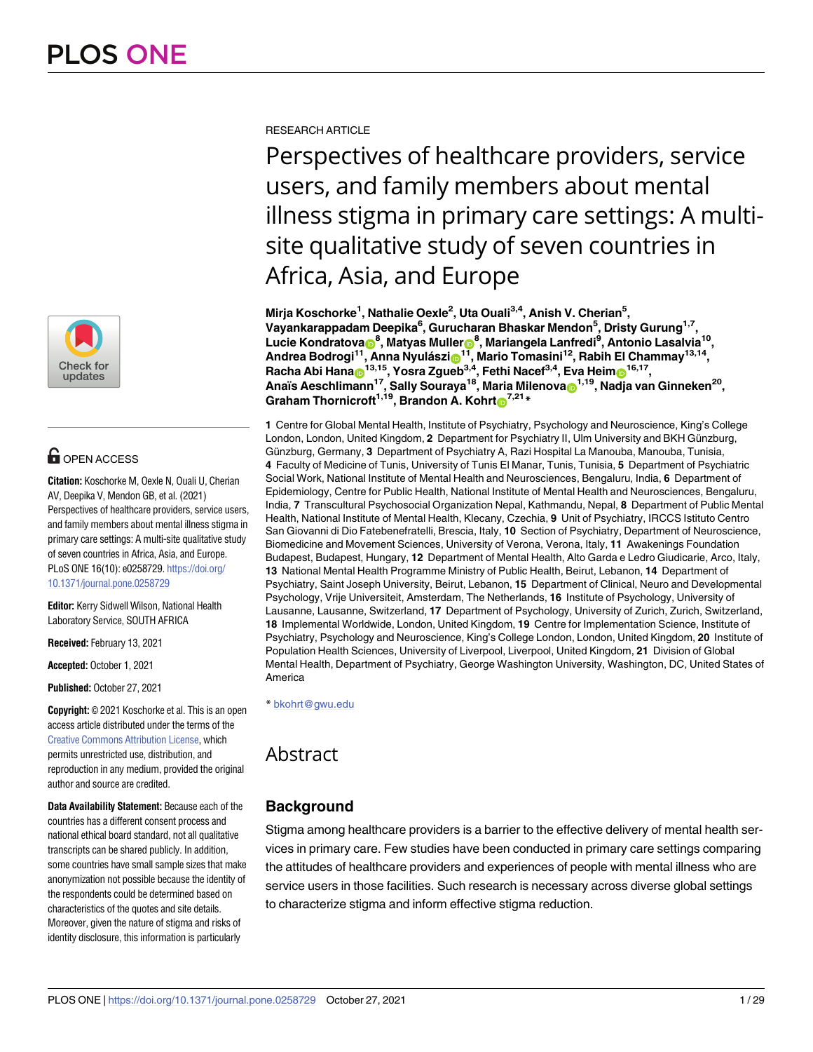RESEARCH ARTICLE

# Perspectives of healthcare providers, service users, and family members about mental illness stigma in primary care settings: A multi-site qualitative study of seven countries in Africa, Asia, and Europe

**Mirja Koschorke[1], Nathalie Oexle[2], Uta Ouali[3,4], Anish V. Cherian[5], Vayankarappadam Deepika[6], Gurucharan Bhaskar Mendon[5], Dristy Gurung[1,7], Lucie Kondratova[8], Matyas Muller[8], Mariangela Lanfredi[9], Antonio Lasalvia[10], Andrea Bodrogi[11], Anna Nyulászi[11], Mario Tomasini[12], Rabih El Chammay[13,14], Racha Abi Hana[13,15], Yosra Zgueb[3,4], Fethi Nacef[3,4], Eva Heim[16,17], Anaïs Aeschlimann[17], Sally Souraya[18], Maria Milenova[1,19], Nadja van Ginneken[20], Graham Thornicroft[1,19], Brandon A. Kohrt[7,21]***

**1** Centre for Global Mental Health, Institute of Psychiatry, Psychology and Neuroscience, King's College London, London, United Kingdom, **2** Department for Psychiatry II, Ulm University and BKH Günzburg, Günzburg, Germany, **3** Department of Psychiatry A, Razi Hospital La Manouba, Manouba, Tunisia, **4** Faculty of Medicine of Tunis, University of Tunis El Manar, Tunis, Tunisia, **5** Department of Psychiatric Social Work, National Institute of Mental Health and Neurosciences, Bengaluru, India, **6** Department of Epidemiology, Centre for Public Health, National Institute of Mental Health and Neurosciences, Bengaluru, India, **7** Transcultural Psychosocial Organization Nepal, Kathmandu, Nepal, **8** Department of Public Mental Health, National Institute of Mental Health, Klecany, Czechia, **9** Unit of Psychiatry, IRCCS Istituto Centro San Giovanni di Dio Fatebenefratelli, Brescia, Italy, **10** Section of Psychiatry, Department of Neuroscience, Biomedicine and Movement Sciences, University of Verona, Verona, Italy, **11** Awakenings Foundation Budapest, Budapest, Hungary, **12** Department of Mental Health, Alto Garda e Ledro Giudicarie, Arco, Italy, **13** National Mental Health Programme Ministry of Public Health, Beirut, Lebanon, **14** Department of Psychiatry, Saint Joseph University, Beirut, Lebanon, **15** Department of Clinical, Neuro and Developmental Psychology, Vrije Universiteit, Amsterdam, The Netherlands, **16** Institute of Psychology, University of Lausanne, Lausanne, Switzerland, **17** Department of Psychology, University of Zurich, Zurich, Switzerland, **18** Implemental Worldwide, London, United Kingdom, **19** Centre for Implementation Science, Institute of Psychiatry, Psychology and Neuroscience, King's College London, London, United Kingdom, **20** Institute of Population Health Sciences, University of Liverpool, Liverpool, United Kingdom, **21** Division of Global Mental Health, Department of Psychiatry, George Washington University, Washington, DC, United States of America

* bkohrt@gwu.edu

OPEN ACCESS

**Citation:** Koschorke M, Oexle N, Ouali U, Cherian AV, Deepika V, Mendon GB, et al. (2021) Perspectives of healthcare providers, service users, and family members about mental illness stigma in primary care settings: A multi-site qualitative study of seven countries in Africa, Asia, and Europe. PLoS ONE 16(10): e0258729. https://doi.org/10.1371/journal.pone.0258729

**Editor:** Kerry Sidwell Wilson, National Health Laboratory Service, SOUTH AFRICA

**Received:** February 13, 2021

**Accepted:** October 1, 2021

**Published:** October 27, 2021

**Copyright:** © 2021 Koschorke et al. This is an open access article distributed under the terms of the Creative Commons Attribution License, which permits unrestricted use, distribution, and reproduction in any medium, provided the original author and source are credited.

**Data Availability Statement:** Because each of the countries has a different consent process and national ethical board standard, not all qualitative transcripts can be shared publicly. In addition, some countries have small sample sizes that make anonymization not possible because the identity of the respondents could be determined based on characteristics of the quotes and site details. Moreover, given the nature of stigma and risks of identity disclosure, this information is particularly

## Abstract

### Background

Stigma among healthcare providers is a barrier to the effective delivery of mental health services in primary care. Few studies have been conducted in primary care settings comparing the attitudes of healthcare providers and experiences of people with mental illness who are service users in those facilities. Such research is necessary across diverse global settings to characterize stigma and inform effective stigma reduction.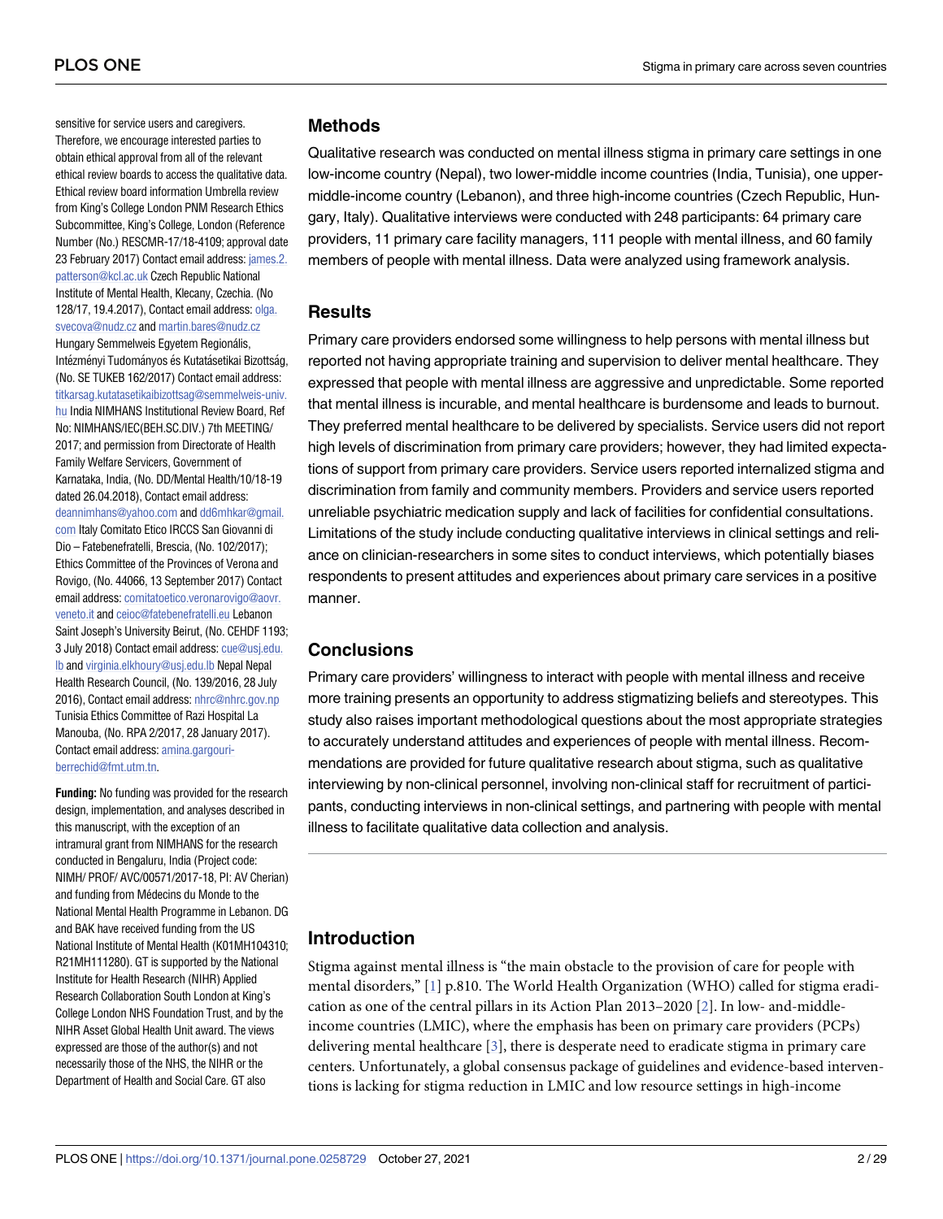sensitive for service users and caregivers. Therefore, we encourage interested parties to obtain ethical approval from all of the relevant ethical review boards to access the qualitative data. Ethical review board information Umbrella review from King's College London PNM Research Ethics Subcommittee, King's College, London (Reference Number (No.) RESCMR-17/18-4109; approval date 23 February 2017) Contact email address: james.2.patterson@kcl.ac.uk Czech Republic National Institute of Mental Health, Klecany, Czechia. (No 128/17, 19.4.2017), Contact email address: olga.svecova@nudz.cz and martin.bares@nudz.cz Hungary Semmelweis Egyetem Regionális, Intézményi Tudományos és Kutatásetikai Bizottság, (No. SE TUKEB 162/2017) Contact email address: titkarsag.kutatasetikaibizottsag@semmelweis-univ.hu India NIMHANS Institutional Review Board, Ref No: NIMHANS/IEC(BEH.SC.DIV.) 7th MEETING/ 2017; and permission from Directorate of Health Family Welfare Servicers, Government of Karnataka, India, (No. DD/Mental Health/10/18-19 dated 26.04.2018), Contact email address: deannimhans@yahoo.com and dd6mhkar@gmail.com Italy Comitato Etico IRCCS San Giovanni di Dio – Fatebenefratelli, Brescia, (No. 102/2017); Ethics Committee of the Provinces of Verona and Rovigo, (No. 44066, 13 September 2017) Contact email address: comitatoetico.veronarovigo@aovr.veneto.it and ceioc@fatebenefratelli.eu Lebanon Saint Joseph's University Beirut, (No. CEHDF 1193; 3 July 2018) Contact email address: cue@usj.edu.lb and virginia.elkhoury@usj.edu.lb Nepal Nepal Health Research Council, (No. 139/2016, 28 July 2016), Contact email address: nhrc@nhrc.gov.np Tunisia Ethics Committee of Razi Hospital La Manouba, (No. RPA 2/2017, 28 January 2017). Contact email address: amina.gargouri-berrechid@fmt.utm.tn.

**Funding:** No funding was provided for the research design, implementation, and analyses described in this manuscript, with the exception of an intramural grant from NIMHANS for the research conducted in Bengaluru, India (Project code: NIMH/ PROF/ AVC/00571/2017-18, PI: AV Cherian) and funding from Médecins du Monde to the National Mental Health Programme in Lebanon. DG and BAK have received funding from the US National Institute of Mental Health (K01MH104310; R21MH111280). GT is supported by the National Institute for Health Research (NIHR) Applied Research Collaboration South London at King's College London NHS Foundation Trust, and by the NIHR Asset Global Health Unit award. The views expressed are those of the author(s) and not necessarily those of the NHS, the NIHR or the Department of Health and Social Care. GT also

## Methods

Qualitative research was conducted on mental illness stigma in primary care settings in one low-income country (Nepal), two lower-middle income countries (India, Tunisia), one upper-middle-income country (Lebanon), and three high-income countries (Czech Republic, Hungary, Italy). Qualitative interviews were conducted with 248 participants: 64 primary care providers, 11 primary care facility managers, 111 people with mental illness, and 60 family members of people with mental illness. Data were analyzed using framework analysis.

## Results

Primary care providers endorsed some willingness to help persons with mental illness but reported not having appropriate training and supervision to deliver mental healthcare. They expressed that people with mental illness are aggressive and unpredictable. Some reported that mental illness is incurable, and mental healthcare is burdensome and leads to burnout. They preferred mental healthcare to be delivered by specialists. Service users did not report high levels of discrimination from primary care providers; however, they had limited expectations of support from primary care providers. Service users reported internalized stigma and discrimination from family and community members. Providers and service users reported unreliable psychiatric medication supply and lack of facilities for confidential consultations. Limitations of the study include conducting qualitative interviews in clinical settings and reliance on clinician-researchers in some sites to conduct interviews, which potentially biases respondents to present attitudes and experiences about primary care services in a positive manner.

## Conclusions

Primary care providers' willingness to interact with people with mental illness and receive more training presents an opportunity to address stigmatizing beliefs and stereotypes. This study also raises important methodological questions about the most appropriate strategies to accurately understand attitudes and experiences of people with mental illness. Recommendations are provided for future qualitative research about stigma, such as qualitative interviewing by non-clinical personnel, involving non-clinical staff for recruitment of participants, conducting interviews in non-clinical settings, and partnering with people with mental illness to facilitate qualitative data collection and analysis.

## Introduction

Stigma against mental illness is "the main obstacle to the provision of care for people with mental disorders," [1] p.810. The World Health Organization (WHO) called for stigma eradication as one of the central pillars in its Action Plan 2013–2020 [2]. In low- and-middle-income countries (LMIC), where the emphasis has been on primary care providers (PCPs) delivering mental healthcare [3], there is desperate need to eradicate stigma in primary care centers. Unfortunately, a global consensus package of guidelines and evidence-based interventions is lacking for stigma reduction in LMIC and low resource settings in high-income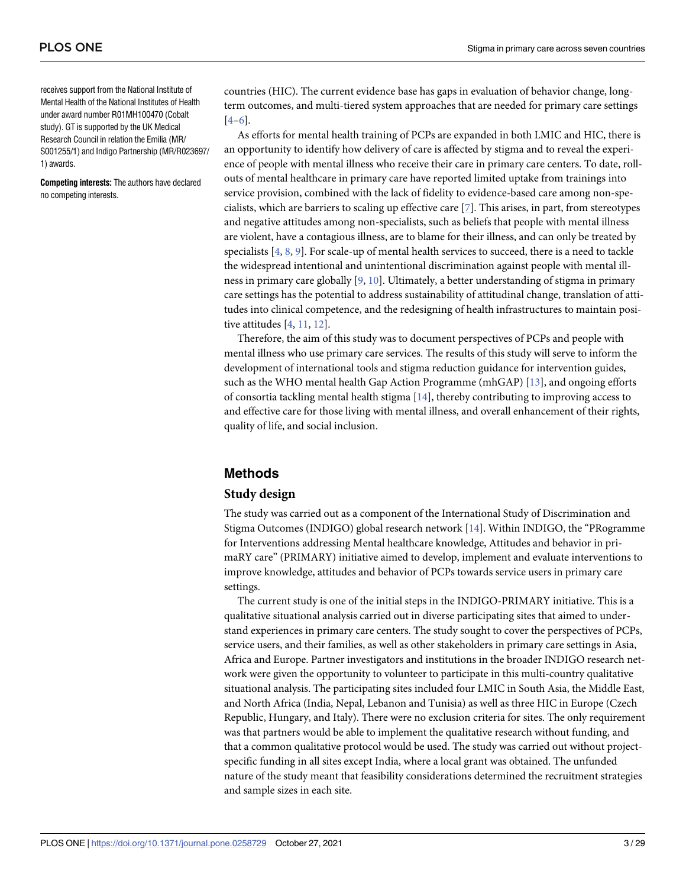receives support from the National Institute of Mental Health of the National Institutes of Health under award number R01MH100470 (Cobalt study). GT is supported by the UK Medical Research Council in relation the Emilia (MR/S001255/1) and Indigo Partnership (MR/R023697/1) awards.

**Competing interests:** The authors have declared no competing interests.

countries (HIC). The current evidence base has gaps in evaluation of behavior change, long-term outcomes, and multi-tiered system approaches that are needed for primary care settings [4–6].

As efforts for mental health training of PCPs are expanded in both LMIC and HIC, there is an opportunity to identify how delivery of care is affected by stigma and to reveal the experience of people with mental illness who receive their care in primary care centers. To date, roll-outs of mental healthcare in primary care have reported limited uptake from trainings into service provision, combined with the lack of fidelity to evidence-based care among non-specialists, which are barriers to scaling up effective care [7]. This arises, in part, from stereotypes and negative attitudes among non-specialists, such as beliefs that people with mental illness are violent, have a contagious illness, are to blame for their illness, and can only be treated by specialists [4, 8, 9]. For scale-up of mental health services to succeed, there is a need to tackle the widespread intentional and unintentional discrimination against people with mental illness in primary care globally [9, 10]. Ultimately, a better understanding of stigma in primary care settings has the potential to address sustainability of attitudinal change, translation of attitudes into clinical competence, and the redesigning of health infrastructures to maintain positive attitudes [4, 11, 12].

Therefore, the aim of this study was to document perspectives of PCPs and people with mental illness who use primary care services. The results of this study will serve to inform the development of international tools and stigma reduction guidance for intervention guides, such as the WHO mental health Gap Action Programme (mhGAP) [13], and ongoing efforts of consortia tackling mental health stigma [14], thereby contributing to improving access to and effective care for those living with mental illness, and overall enhancement of their rights, quality of life, and social inclusion.

## Methods

### Study design

The study was carried out as a component of the International Study of Discrimination and Stigma Outcomes (INDIGO) global research network [14]. Within INDIGO, the "PRogramme for Interventions addressing Mental healthcare knowledge, Attitudes and behavior in primaRY care" (PRIMARY) initiative aimed to develop, implement and evaluate interventions to improve knowledge, attitudes and behavior of PCPs towards service users in primary care settings.

The current study is one of the initial steps in the INDIGO-PRIMARY initiative. This is a qualitative situational analysis carried out in diverse participating sites that aimed to understand experiences in primary care centers. The study sought to cover the perspectives of PCPs, service users, and their families, as well as other stakeholders in primary care settings in Asia, Africa and Europe. Partner investigators and institutions in the broader INDIGO research network were given the opportunity to volunteer to participate in this multi-country qualitative situational analysis. The participating sites included four LMIC in South Asia, the Middle East, and North Africa (India, Nepal, Lebanon and Tunisia) as well as three HIC in Europe (Czech Republic, Hungary, and Italy). There were no exclusion criteria for sites. The only requirement was that partners would be able to implement the qualitative research without funding, and that a common qualitative protocol would be used. The study was carried out without project-specific funding in all sites except India, where a local grant was obtained. The unfunded nature of the study meant that feasibility considerations determined the recruitment strategies and sample sizes in each site.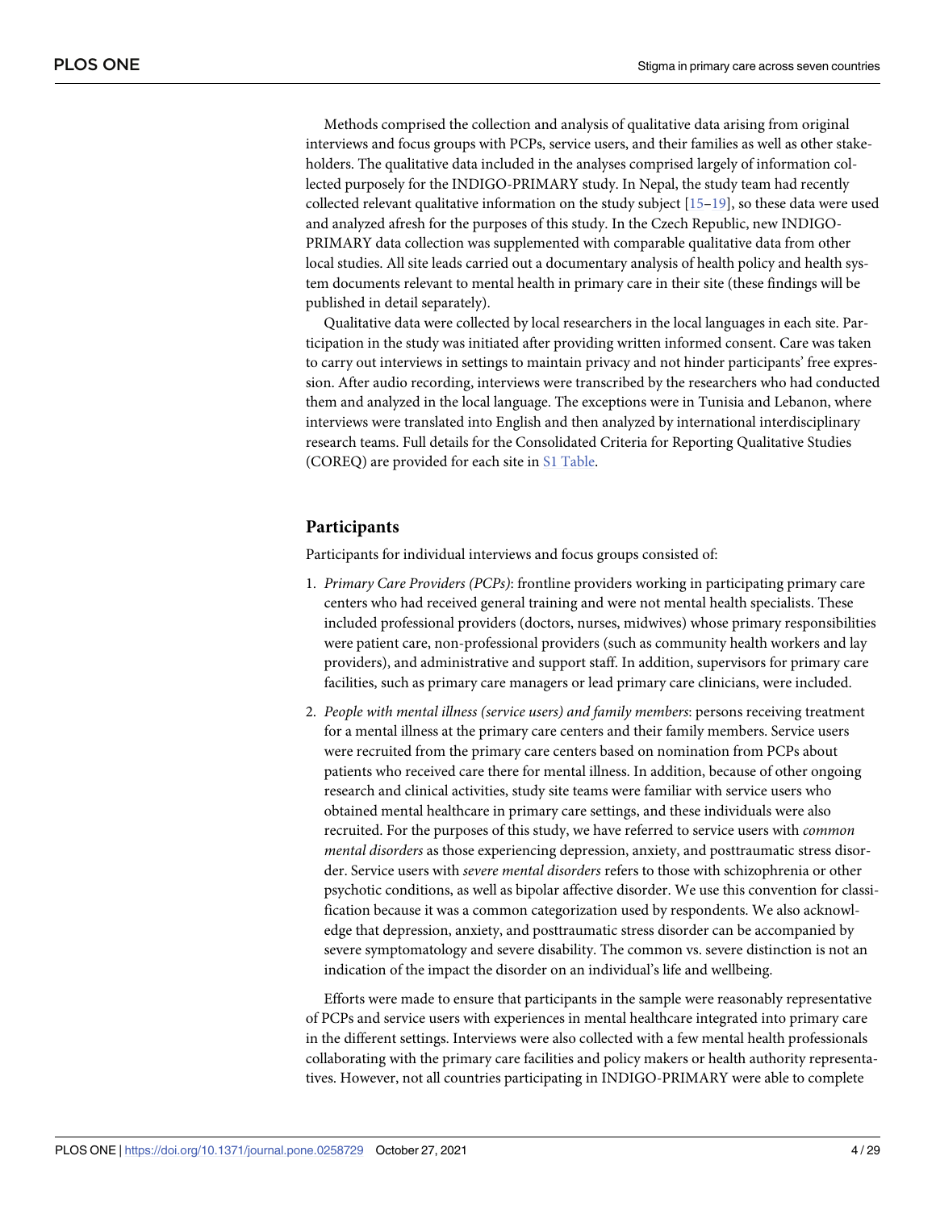Methods comprised the collection and analysis of qualitative data arising from original interviews and focus groups with PCPs, service users, and their families as well as other stakeholders. The qualitative data included in the analyses comprised largely of information collected purposely for the INDIGO-PRIMARY study. In Nepal, the study team had recently collected relevant qualitative information on the study subject [15–19], so these data were used and analyzed afresh for the purposes of this study. In the Czech Republic, new INDIGO-PRIMARY data collection was supplemented with comparable qualitative data from other local studies. All site leads carried out a documentary analysis of health policy and health system documents relevant to mental health in primary care in their site (these findings will be published in detail separately).

Qualitative data were collected by local researchers in the local languages in each site. Participation in the study was initiated after providing written informed consent. Care was taken to carry out interviews in settings to maintain privacy and not hinder participants' free expression. After audio recording, interviews were transcribed by the researchers who had conducted them and analyzed in the local language. The exceptions were in Tunisia and Lebanon, where interviews were translated into English and then analyzed by international interdisciplinary research teams. Full details for the Consolidated Criteria for Reporting Qualitative Studies (COREQ) are provided for each site in S1 Table.

## Participants

Participants for individual interviews and focus groups consisted of:

1. *Primary Care Providers (PCPs)*: frontline providers working in participating primary care centers who had received general training and were not mental health specialists. These included professional providers (doctors, nurses, midwives) whose primary responsibilities were patient care, non-professional providers (such as community health workers and lay providers), and administrative and support staff. In addition, supervisors for primary care facilities, such as primary care managers or lead primary care clinicians, were included.
2. *People with mental illness (service users) and family members*: persons receiving treatment for a mental illness at the primary care centers and their family members. Service users were recruited from the primary care centers based on nomination from PCPs about patients who received care there for mental illness. In addition, because of other ongoing research and clinical activities, study site teams were familiar with service users who obtained mental healthcare in primary care settings, and these individuals were also recruited. For the purposes of this study, we have referred to service users with *common mental disorders* as those experiencing depression, anxiety, and posttraumatic stress disorder. Service users with *severe mental disorders* refers to those with schizophrenia or other psychotic conditions, as well as bipolar affective disorder. We use this convention for classification because it was a common categorization used by respondents. We also acknowledge that depression, anxiety, and posttraumatic stress disorder can be accompanied by severe symptomatology and severe disability. The common vs. severe distinction is not an indication of the impact the disorder on an individual's life and wellbeing.

Efforts were made to ensure that participants in the sample were reasonably representative of PCPs and service users with experiences in mental healthcare integrated into primary care in the different settings. Interviews were also collected with a few mental health professionals collaborating with the primary care facilities and policy makers or health authority representatives. However, not all countries participating in INDIGO-PRIMARY were able to complete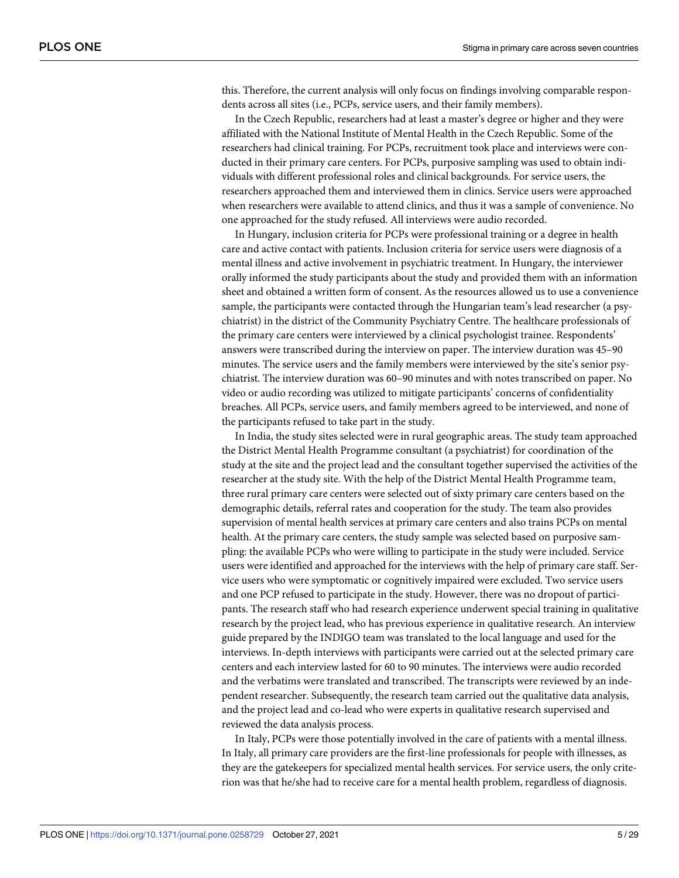this. Therefore, the current analysis will only focus on findings involving comparable respondents across all sites (i.e., PCPs, service users, and their family members).

In the Czech Republic, researchers had at least a master's degree or higher and they were affiliated with the National Institute of Mental Health in the Czech Republic. Some of the researchers had clinical training. For PCPs, recruitment took place and interviews were conducted in their primary care centers. For PCPs, purposive sampling was used to obtain individuals with different professional roles and clinical backgrounds. For service users, the researchers approached them and interviewed them in clinics. Service users were approached when researchers were available to attend clinics, and thus it was a sample of convenience. No one approached for the study refused. All interviews were audio recorded.

In Hungary, inclusion criteria for PCPs were professional training or a degree in health care and active contact with patients. Inclusion criteria for service users were diagnosis of a mental illness and active involvement in psychiatric treatment. In Hungary, the interviewer orally informed the study participants about the study and provided them with an information sheet and obtained a written form of consent. As the resources allowed us to use a convenience sample, the participants were contacted through the Hungarian team's lead researcher (a psychiatrist) in the district of the Community Psychiatry Centre. The healthcare professionals of the primary care centers were interviewed by a clinical psychologist trainee. Respondents' answers were transcribed during the interview on paper. The interview duration was 45–90 minutes. The service users and the family members were interviewed by the site's senior psychiatrist. The interview duration was 60–90 minutes and with notes transcribed on paper. No video or audio recording was utilized to mitigate participants' concerns of confidentiality breaches. All PCPs, service users, and family members agreed to be interviewed, and none of the participants refused to take part in the study.

In India, the study sites selected were in rural geographic areas. The study team approached the District Mental Health Programme consultant (a psychiatrist) for coordination of the study at the site and the project lead and the consultant together supervised the activities of the researcher at the study site. With the help of the District Mental Health Programme team, three rural primary care centers were selected out of sixty primary care centers based on the demographic details, referral rates and cooperation for the study. The team also provides supervision of mental health services at primary care centers and also trains PCPs on mental health. At the primary care centers, the study sample was selected based on purposive sampling: the available PCPs who were willing to participate in the study were included. Service users were identified and approached for the interviews with the help of primary care staff. Service users who were symptomatic or cognitively impaired were excluded. Two service users and one PCP refused to participate in the study. However, there was no dropout of participants. The research staff who had research experience underwent special training in qualitative research by the project lead, who has previous experience in qualitative research. An interview guide prepared by the INDIGO team was translated to the local language and used for the interviews. In-depth interviews with participants were carried out at the selected primary care centers and each interview lasted for 60 to 90 minutes. The interviews were audio recorded and the verbatims were translated and transcribed. The transcripts were reviewed by an independent researcher. Subsequently, the research team carried out the qualitative data analysis, and the project lead and co-lead who were experts in qualitative research supervised and reviewed the data analysis process.

In Italy, PCPs were those potentially involved in the care of patients with a mental illness. In Italy, all primary care providers are the first-line professionals for people with illnesses, as they are the gatekeepers for specialized mental health services. For service users, the only criterion was that he/she had to receive care for a mental health problem, regardless of diagnosis.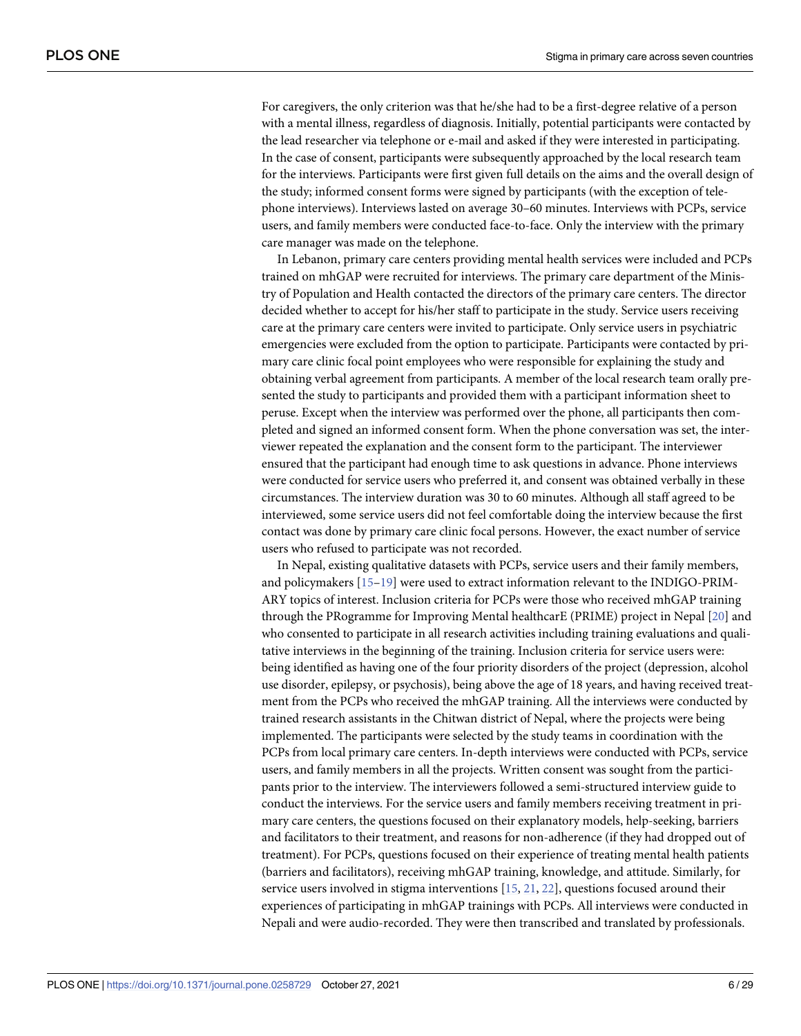For caregivers, the only criterion was that he/she had to be a first-degree relative of a person with a mental illness, regardless of diagnosis. Initially, potential participants were contacted by the lead researcher via telephone or e-mail and asked if they were interested in participating. In the case of consent, participants were subsequently approached by the local research team for the interviews. Participants were first given full details on the aims and the overall design of the study; informed consent forms were signed by participants (with the exception of telephone interviews). Interviews lasted on average 30–60 minutes. Interviews with PCPs, service users, and family members were conducted face-to-face. Only the interview with the primary care manager was made on the telephone.

In Lebanon, primary care centers providing mental health services were included and PCPs trained on mhGAP were recruited for interviews. The primary care department of the Ministry of Population and Health contacted the directors of the primary care centers. The director decided whether to accept for his/her staff to participate in the study. Service users receiving care at the primary care centers were invited to participate. Only service users in psychiatric emergencies were excluded from the option to participate. Participants were contacted by primary care clinic focal point employees who were responsible for explaining the study and obtaining verbal agreement from participants. A member of the local research team orally presented the study to participants and provided them with a participant information sheet to peruse. Except when the interview was performed over the phone, all participants then completed and signed an informed consent form. When the phone conversation was set, the interviewer repeated the explanation and the consent form to the participant. The interviewer ensured that the participant had enough time to ask questions in advance. Phone interviews were conducted for service users who preferred it, and consent was obtained verbally in these circumstances. The interview duration was 30 to 60 minutes. Although all staff agreed to be interviewed, some service users did not feel comfortable doing the interview because the first contact was done by primary care clinic focal persons. However, the exact number of service users who refused to participate was not recorded.

In Nepal, existing qualitative datasets with PCPs, service users and their family members, and policymakers [15–19] were used to extract information relevant to the INDIGO-PRIMARY topics of interest. Inclusion criteria for PCPs were those who received mhGAP training through the PRogramme for Improving Mental healthcarE (PRIME) project in Nepal [20] and who consented to participate in all research activities including training evaluations and qualitative interviews in the beginning of the training. Inclusion criteria for service users were: being identified as having one of the four priority disorders of the project (depression, alcohol use disorder, epilepsy, or psychosis), being above the age of 18 years, and having received treatment from the PCPs who received the mhGAP training. All the interviews were conducted by trained research assistants in the Chitwan district of Nepal, where the projects were being implemented. The participants were selected by the study teams in coordination with the PCPs from local primary care centers. In-depth interviews were conducted with PCPs, service users, and family members in all the projects. Written consent was sought from the participants prior to the interview. The interviewers followed a semi-structured interview guide to conduct the interviews. For the service users and family members receiving treatment in primary care centers, the questions focused on their explanatory models, help-seeking, barriers and facilitators to their treatment, and reasons for non-adherence (if they had dropped out of treatment). For PCPs, questions focused on their experience of treating mental health patients (barriers and facilitators), receiving mhGAP training, knowledge, and attitude. Similarly, for service users involved in stigma interventions [15, 21, 22], questions focused around their experiences of participating in mhGAP trainings with PCPs. All interviews were conducted in Nepali and were audio-recorded. They were then transcribed and translated by professionals.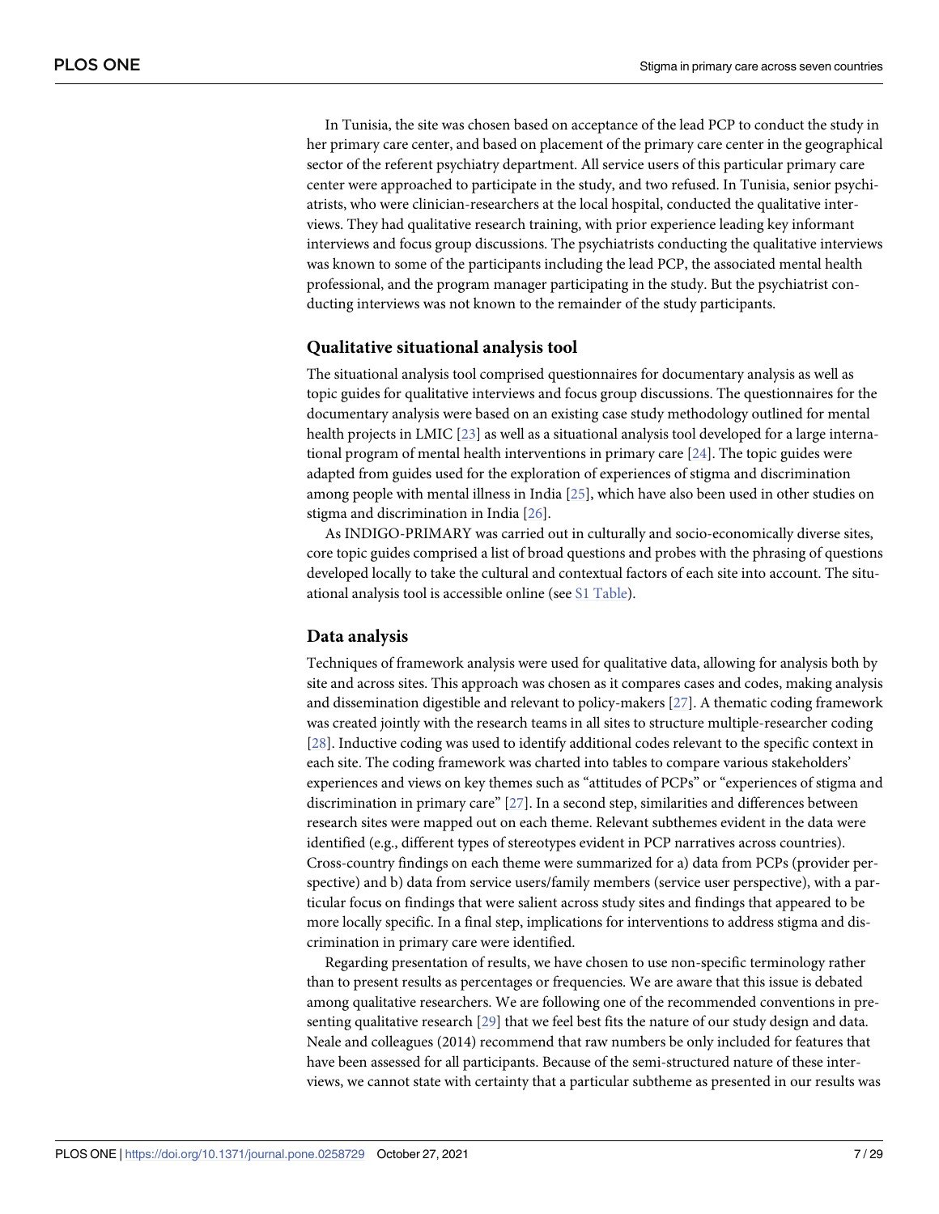In Tunisia, the site was chosen based on acceptance of the lead PCP to conduct the study in her primary care center, and based on placement of the primary care center in the geographical sector of the referent psychiatry department. All service users of this particular primary care center were approached to participate in the study, and two refused. In Tunisia, senior psychiatrists, who were clinician-researchers at the local hospital, conducted the qualitative interviews. They had qualitative research training, with prior experience leading key informant interviews and focus group discussions. The psychiatrists conducting the qualitative interviews was known to some of the participants including the lead PCP, the associated mental health professional, and the program manager participating in the study. But the psychiatrist conducting interviews was not known to the remainder of the study participants.

### Qualitative situational analysis tool

The situational analysis tool comprised questionnaires for documentary analysis as well as topic guides for qualitative interviews and focus group discussions. The questionnaires for the documentary analysis were based on an existing case study methodology outlined for mental health projects in LMIC [23] as well as a situational analysis tool developed for a large international program of mental health interventions in primary care [24]. The topic guides were adapted from guides used for the exploration of experiences of stigma and discrimination among people with mental illness in India [25], which have also been used in other studies on stigma and discrimination in India [26].

As INDIGO-PRIMARY was carried out in culturally and socio-economically diverse sites, core topic guides comprised a list of broad questions and probes with the phrasing of questions developed locally to take the cultural and contextual factors of each site into account. The situational analysis tool is accessible online (see S1 Table).

### Data analysis

Techniques of framework analysis were used for qualitative data, allowing for analysis both by site and across sites. This approach was chosen as it compares cases and codes, making analysis and dissemination digestible and relevant to policy-makers [27]. A thematic coding framework was created jointly with the research teams in all sites to structure multiple-researcher coding [28]. Inductive coding was used to identify additional codes relevant to the specific context in each site. The coding framework was charted into tables to compare various stakeholders' experiences and views on key themes such as "attitudes of PCPs" or "experiences of stigma and discrimination in primary care" [27]. In a second step, similarities and differences between research sites were mapped out on each theme. Relevant subthemes evident in the data were identified (e.g., different types of stereotypes evident in PCP narratives across countries). Cross-country findings on each theme were summarized for a) data from PCPs (provider perspective) and b) data from service users/family members (service user perspective), with a particular focus on findings that were salient across study sites and findings that appeared to be more locally specific. In a final step, implications for interventions to address stigma and discrimination in primary care were identified.

Regarding presentation of results, we have chosen to use non-specific terminology rather than to present results as percentages or frequencies. We are aware that this issue is debated among qualitative researchers. We are following one of the recommended conventions in presenting qualitative research [29] that we feel best fits the nature of our study design and data. Neale and colleagues (2014) recommend that raw numbers be only included for features that have been assessed for all participants. Because of the semi-structured nature of these interviews, we cannot state with certainty that a particular subtheme as presented in our results was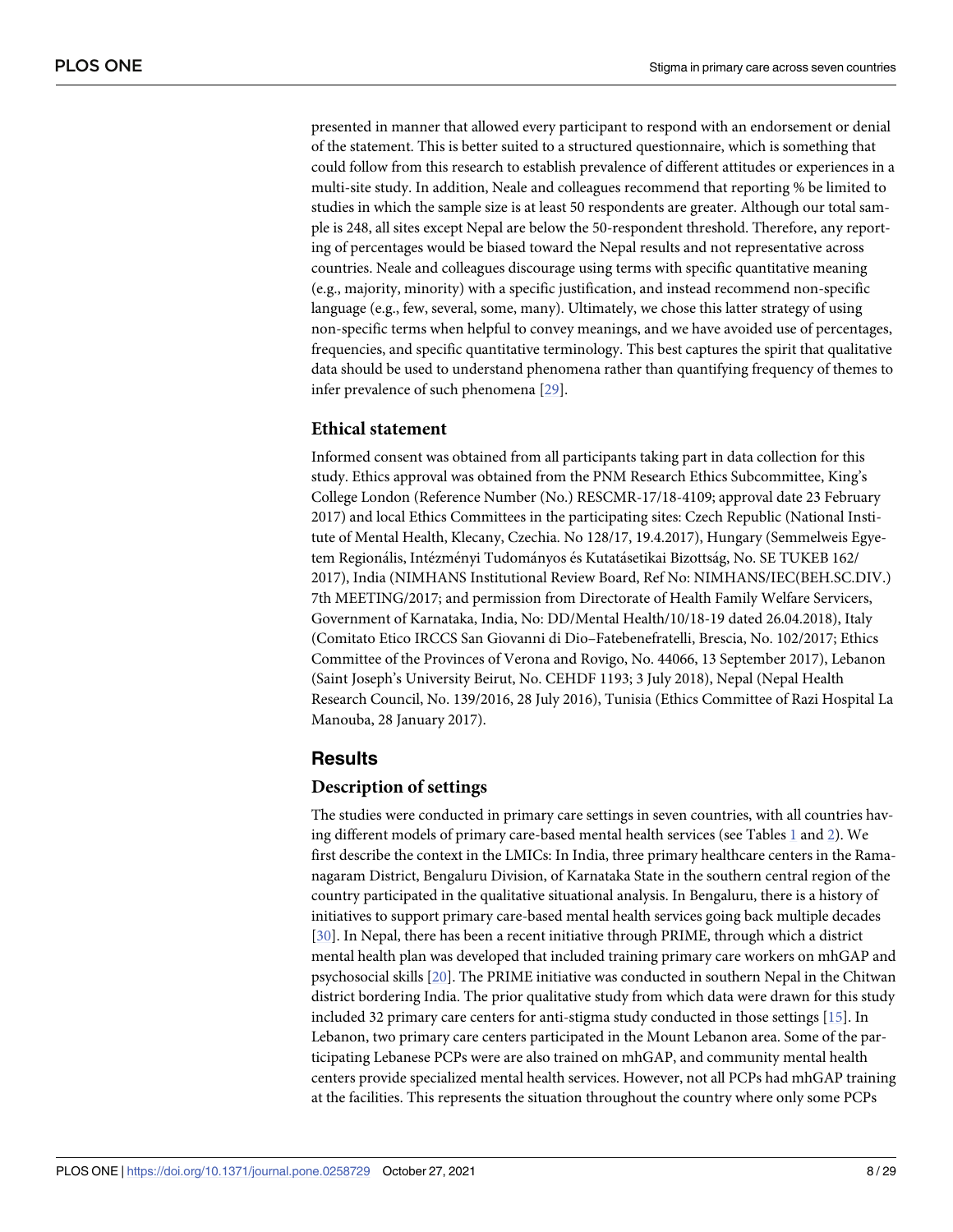presented in manner that allowed every participant to respond with an endorsement or denial of the statement. This is better suited to a structured questionnaire, which is something that could follow from this research to establish prevalence of different attitudes or experiences in a multi-site study. In addition, Neale and colleagues recommend that reporting % be limited to studies in which the sample size is at least 50 respondents are greater. Although our total sample is 248, all sites except Nepal are below the 50-respondent threshold. Therefore, any reporting of percentages would be biased toward the Nepal results and not representative across countries. Neale and colleagues discourage using terms with specific quantitative meaning (e.g., majority, minority) with a specific justification, and instead recommend non-specific language (e.g., few, several, some, many). Ultimately, we chose this latter strategy of using non-specific terms when helpful to convey meanings, and we have avoided use of percentages, frequencies, and specific quantitative terminology. This best captures the spirit that qualitative data should be used to understand phenomena rather than quantifying frequency of themes to infer prevalence of such phenomena [29].

### Ethical statement

Informed consent was obtained from all participants taking part in data collection for this study. Ethics approval was obtained from the PNM Research Ethics Subcommittee, King's College London (Reference Number (No.) RESCMR-17/18-4109; approval date 23 February 2017) and local Ethics Committees in the participating sites: Czech Republic (National Institute of Mental Health, Klecany, Czechia. No 128/17, 19.4.2017), Hungary (Semmelweis Egyetem Regionális, Intézményi Tudományos és Kutatásetikai Bizottság, No. SE TUKEB 162/2017), India (NIMHANS Institutional Review Board, Ref No: NIMHANS/IEC(BEH.SC.DIV.) 7th MEETING/2017; and permission from Directorate of Health Family Welfare Servicers, Government of Karnataka, India, No: DD/Mental Health/10/18-19 dated 26.04.2018), Italy (Comitato Etico IRCCS San Giovanni di Dio–Fatebenefratelli, Brescia, No. 102/2017; Ethics Committee of the Provinces of Verona and Rovigo, No. 44066, 13 September 2017), Lebanon (Saint Joseph's University Beirut, No. CEHDF 1193; 3 July 2018), Nepal (Nepal Health Research Council, No. 139/2016, 28 July 2016), Tunisia (Ethics Committee of Razi Hospital La Manouba, 28 January 2017).

## Results

### Description of settings

The studies were conducted in primary care settings in seven countries, with all countries having different models of primary care-based mental health services (see Tables 1 and 2). We first describe the context in the LMICs: In India, three primary healthcare centers in the Ramanagaram District, Bengaluru Division, of Karnataka State in the southern central region of the country participated in the qualitative situational analysis. In Bengaluru, there is a history of initiatives to support primary care-based mental health services going back multiple decades [30]. In Nepal, there has been a recent initiative through PRIME, through which a district mental health plan was developed that included training primary care workers on mhGAP and psychosocial skills [20]. The PRIME initiative was conducted in southern Nepal in the Chitwan district bordering India. The prior qualitative study from which data were drawn for this study included 32 primary care centers for anti-stigma study conducted in those settings [15]. In Lebanon, two primary care centers participated in the Mount Lebanon area. Some of the participating Lebanese PCPs were are also trained on mhGAP, and community mental health centers provide specialized mental health services. However, not all PCPs had mhGAP training at the facilities. This represents the situation throughout the country where only some PCPs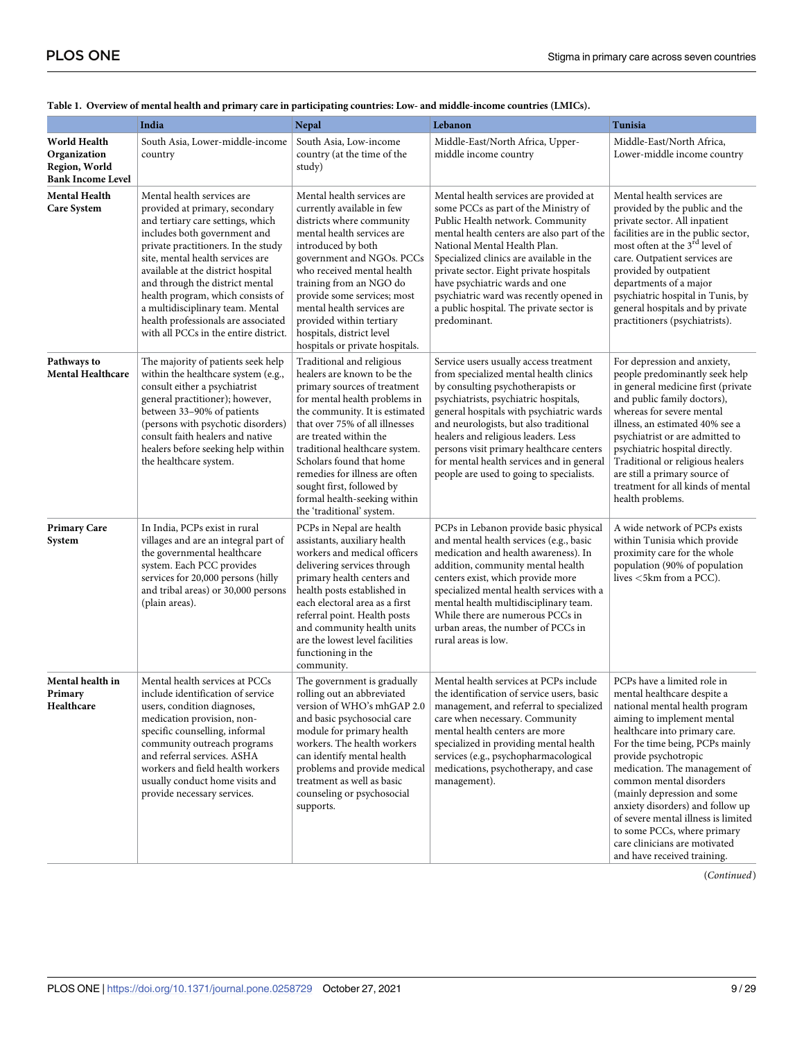**Table 1. Overview of mental health and primary care in participating countries: Low- and middle-income countries (LMICs).**

| | India | Nepal | Lebanon | Tunisia |
|---|---|---|---|---|
| **World Health Organization Region, World Bank Income Level** | South Asia, Lower-middle-income country | South Asia, Low-income country (at the time of the study) | Middle-East/North Africa, Upper-middle income country | Middle-East/North Africa, Lower-middle income country |
| **Mental Health Care System** | Mental health services are provided at primary, secondary and tertiary care settings, which includes both government and private practitioners. In the study site, mental health services are available at the district hospital and through the district mental health program, which consists of a multidisciplinary team. Mental health professionals are associated with all PCCs in the entire district. | Mental health services are currently available in few districts where community mental health services are introduced by both government and NGOs. PCCs who received mental health training from an NGO do provide some services; most mental health services are provided within tertiary hospitals, district level hospitals or private hospitals. | Mental health services are provided at some PCCs as part of the Ministry of Public Health network. Community mental health centers are also part of the National Mental Health Plan. Specialized clinics are available in the private sector. Eight private hospitals have psychiatric wards and one psychiatric ward was recently opened in a public hospital. The private sector is predominant. | Mental health services are provided by the public and the private sector. All inpatient facilities are in the public sector, most often at the 3rd level of care. Outpatient services are provided by outpatient departments of a major psychiatric hospital in Tunis, by general hospitals and by private practitioners (psychiatrists). |
| **Pathways to Mental Healthcare** | The majority of patients seek help within the healthcare system (e.g., consult either a psychiatrist general practitioner); however, between 33–90% of patients (persons with psychotic disorders) consult faith healers and native healers before seeking help within the healthcare system. | Traditional and religious healers are known to be the primary sources of treatment for mental health problems in the community. It is estimated that over 75% of all illnesses are treated within the traditional healthcare system. Scholars found that home remedies for illness are often sought first, followed by formal health-seeking within the 'traditional' system. | Service users usually access treatment from specialized mental health clinics by consulting psychotherapists or psychiatrists, psychiatric hospitals, general hospitals with psychiatric wards and neurologists, but also traditional healers and religious leaders. Less persons visit primary healthcare centers for mental health services and in general people are used to going to specialists. | For depression and anxiety, people predominantly seek help in general medicine first (private and public family doctors), whereas for severe mental illness, an estimated 40% see a psychiatrist or are admitted to psychiatric hospital directly. Traditional or religious healers are still a primary source of treatment for all kinds of mental health problems. |
| **Primary Care System** | In India, PCPs exist in rural villages and are an integral part of the governmental healthcare system. Each PCC provides services for 20,000 persons (hilly and tribal areas) or 30,000 persons (plain areas). | PCPs in Nepal are health assistants, auxiliary health workers and medical officers delivering services through primary health centers and health posts established in each electoral area as a first referral point. Health posts and community health units are the lowest level facilities functioning in the community. | PCPs in Lebanon provide basic physical and mental health services (e.g., basic medication and health awareness). In addition, community mental health centers exist, which provide more specialized mental health services with a mental health multidisciplinary team. While there are numerous PCCs in urban areas, the number of PCCs in rural areas is low. | A wide network of PCPs exists within Tunisia which provide proximity care for the whole population (90% of population lives <5km from a PCC). |
| **Mental health in Primary Healthcare** | Mental health services at PCCs include identification of service users, condition diagnoses, medication provision, non-specific counselling, informal community outreach programs and referral services. ASHA workers and field health workers usually conduct home visits and provide necessary services. | The government is gradually rolling out an abbreviated version of WHO's mhGAP 2.0 and basic psychosocial care module for primary health workers. The health workers can identify mental health problems and provide medical treatment as well as basic counseling or psychosocial supports. | Mental health services at PCPs include the identification of service users, basic management, and referral to specialized care when necessary. Community mental health centers are more specialized in providing mental health services (e.g., psychopharmacological medications, psychotherapy, and case management). | PCPs have a limited role in mental healthcare despite a national mental health program aiming to implement mental healthcare into primary care. For the time being, PCPs mainly provide psychotropic medication. The management of common mental disorders (mainly depression and some anxiety disorders) and follow up of severe mental illness is limited to some PCCs, where primary care clinicians are motivated and have received training. |

(*Continued*)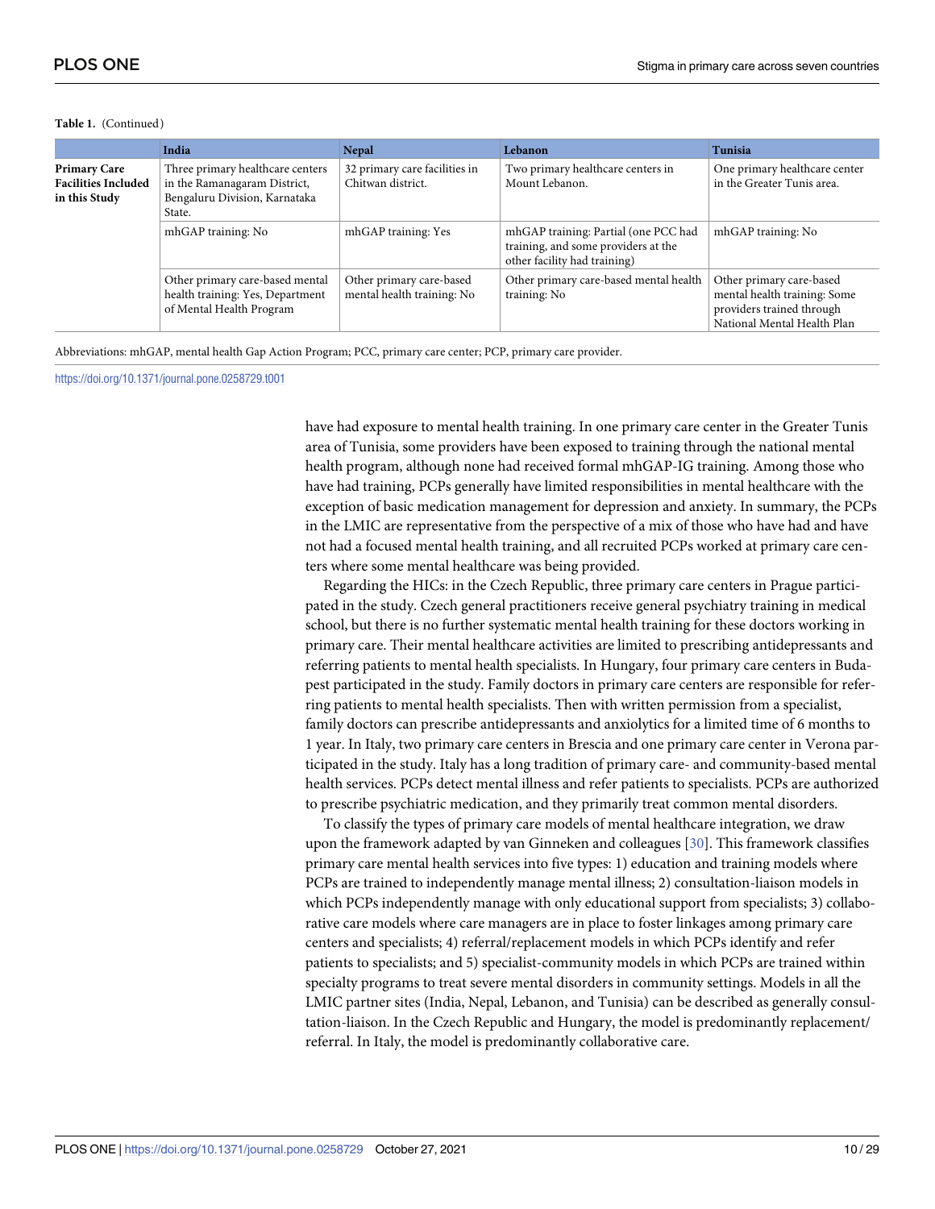**Table 1.** (Continued)

| | India | Nepal | Lebanon | Tunisia |
|---|---|---|---|---|
| **Primary Care Facilities Included in this Study** | Three primary healthcare centers in the Ramanagaram District, Bengaluru Division, Karnataka State. | 32 primary care facilities in Chitwan district. | Two primary healthcare centers in Mount Lebanon. | One primary healthcare center in the Greater Tunis area. |
| | mhGAP training: No | mhGAP training: Yes | mhGAP training: Partial (one PCC had training, and some providers at the other facility had training) | mhGAP training: No |
| | Other primary care-based mental health training: Yes, Department of Mental Health Program | Other primary care-based mental health training: No | Other primary care-based mental health training: No | Other primary care-based mental health training: Some providers trained through National Mental Health Plan |

Abbreviations: mhGAP, mental health Gap Action Program; PCC, primary care center; PCP, primary care provider.

https://doi.org/10.1371/journal.pone.0258729.t001

have had exposure to mental health training. In one primary care center in the Greater Tunis area of Tunisia, some providers have been exposed to training through the national mental health program, although none had received formal mhGAP-IG training. Among those who have had training, PCPs generally have limited responsibilities in mental healthcare with the exception of basic medication management for depression and anxiety. In summary, the PCPs in the LMIC are representative from the perspective of a mix of those who have had and have not had a focused mental health training, and all recruited PCPs worked at primary care centers where some mental healthcare was being provided.

Regarding the HICs: in the Czech Republic, three primary care centers in Prague participated in the study. Czech general practitioners receive general psychiatry training in medical school, but there is no further systematic mental health training for these doctors working in primary care. Their mental healthcare activities are limited to prescribing antidepressants and referring patients to mental health specialists. In Hungary, four primary care centers in Budapest participated in the study. Family doctors in primary care centers are responsible for referring patients to mental health specialists. Then with written permission from a specialist, family doctors can prescribe antidepressants and anxiolytics for a limited time of 6 months to 1 year. In Italy, two primary care centers in Brescia and one primary care center in Verona participated in the study. Italy has a long tradition of primary care- and community-based mental health services. PCPs detect mental illness and refer patients to specialists. PCPs are authorized to prescribe psychiatric medication, and they primarily treat common mental disorders.

To classify the types of primary care models of mental healthcare integration, we draw upon the framework adapted by van Ginneken and colleagues [30]. This framework classifies primary care mental health services into five types: 1) education and training models where PCPs are trained to independently manage mental illness; 2) consultation-liaison models in which PCPs independently manage with only educational support from specialists; 3) collaborative care models where care managers are in place to foster linkages among primary care centers and specialists; 4) referral/replacement models in which PCPs identify and refer patients to specialists; and 5) specialist-community models in which PCPs are trained within specialty programs to treat severe mental disorders in community settings. Models in all the LMIC partner sites (India, Nepal, Lebanon, and Tunisia) can be described as generally consultation-liaison. In the Czech Republic and Hungary, the model is predominantly replacement/referral. In Italy, the model is predominantly collaborative care.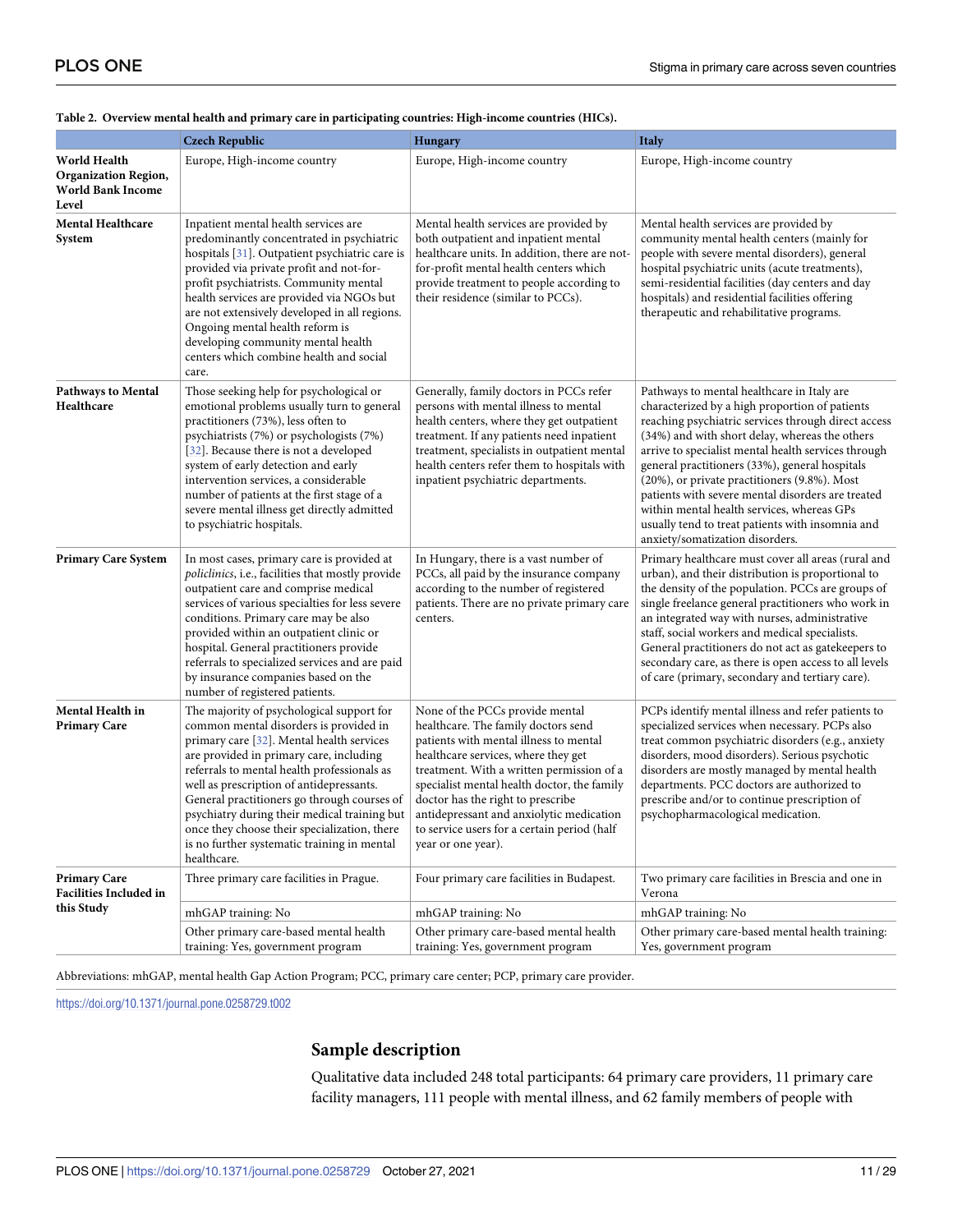**Table 2. Overview mental health and primary care in participating countries: High-income countries (HICs).**

| | Czech Republic | Hungary | Italy |
|---|---|---|---|
| **World Health Organization Region, World Bank Income Level** | Europe, High-income country | Europe, High-income country | Europe, High-income country |
| **Mental Healthcare System** | Inpatient mental health services are predominantly concentrated in psychiatric hospitals [31]. Outpatient psychiatric care is provided via private profit and not-for-profit psychiatrists. Community mental health services are provided via NGOs but are not extensively developed in all regions. Ongoing mental health reform is developing community mental health centers which combine health and social care. | Mental health services are provided by both outpatient and inpatient mental healthcare units. In addition, there are not-for-profit mental health centers which provide treatment to people according to their residence (similar to PCCs). | Mental health services are provided by community mental health centers (mainly for people with severe mental disorders), general hospital psychiatric units (acute treatments), semi-residential facilities (day centers and day hospitals) and residential facilities offering therapeutic and rehabilitative programs. |
| **Pathways to Mental Healthcare** | Those seeking help for psychological or emotional problems usually turn to general practitioners (73%), less often to psychiatrists (7%) or psychologists (7%) [32]. Because there is not a developed system of early detection and early intervention services, a considerable number of patients at the first stage of a severe mental illness get directly admitted to psychiatric hospitals. | Generally, family doctors in PCCs refer persons with mental illness to mental health centers, where they get outpatient treatment. If any patients need inpatient treatment, specialists in outpatient mental health centers refer them to hospitals with inpatient psychiatric departments. | Pathways to mental healthcare in Italy are characterized by a high proportion of patients reaching psychiatric services through direct access (34%) and with short delay, whereas the others arrive to specialist mental health services through general practitioners (33%), general hospitals (20%), or private practitioners (9.8%). Most patients with severe mental disorders are treated within mental health services, whereas GPs usually tend to treat patients with insomnia and anxiety/somatization disorders. |
| **Primary Care System** | In most cases, primary care is provided at *policlinics*, i.e., facilities that mostly provide outpatient care and comprise medical services of various specialties for less severe conditions. Primary care may be also provided within an outpatient clinic or hospital. General practitioners provide referrals to specialized services and are paid by insurance companies based on the number of registered patients. | In Hungary, there is a vast number of PCCs, all paid by the insurance company according to the number of registered patients. There are no private primary care centers. | Primary healthcare must cover all areas (rural and urban), and their distribution is proportional to the density of the population. PCCs are groups of single freelance general practitioners who work in an integrated way with nurses, administrative staff, social workers and medical specialists. General practitioners do not act as gatekeepers to secondary care, as there is open access to all levels of care (primary, secondary and tertiary care). |
| **Mental Health in Primary Care** | The majority of psychological support for common mental disorders is provided in primary care [32]. Mental health services are provided in primary care, including referrals to mental health professionals as well as prescription of antidepressants. General practitioners go through courses of psychiatry during their medical training but once they choose their specialization, there is no further systematic training in mental healthcare. | None of the PCCs provide mental healthcare. The family doctors send patients with mental illness to mental healthcare services, where they get treatment. With a written permission of a specialist mental health doctor, the family doctor has the right to prescribe antidepressant and anxiolytic medication to service users for a certain period (half year or one year). | PCPs identify mental illness and refer patients to specialized services when necessary. PCPs also treat common psychiatric disorders (e.g., anxiety disorders, mood disorders). Serious psychotic disorders are mostly managed by mental health departments. PCC doctors are authorized to prescribe and/or to continue prescription of psychopharmacological medication. |
| **Primary Care Facilities Included in this Study** | Three primary care facilities in Prague. | Four primary care facilities in Budapest. | Two primary care facilities in Brescia and one in Verona |
| | mhGAP training: No | mhGAP training: No | mhGAP training: No |
| | Other primary care-based mental health training: Yes, government program | Other primary care-based mental health training: Yes, government program | Other primary care-based mental health training: Yes, government program |

Abbreviations: mhGAP, mental health Gap Action Program; PCC, primary care center; PCP, primary care provider.

https://doi.org/10.1371/journal.pone.0258729.t002

## Sample description

Qualitative data included 248 total participants: 64 primary care providers, 11 primary care facility managers, 111 people with mental illness, and 62 family members of people with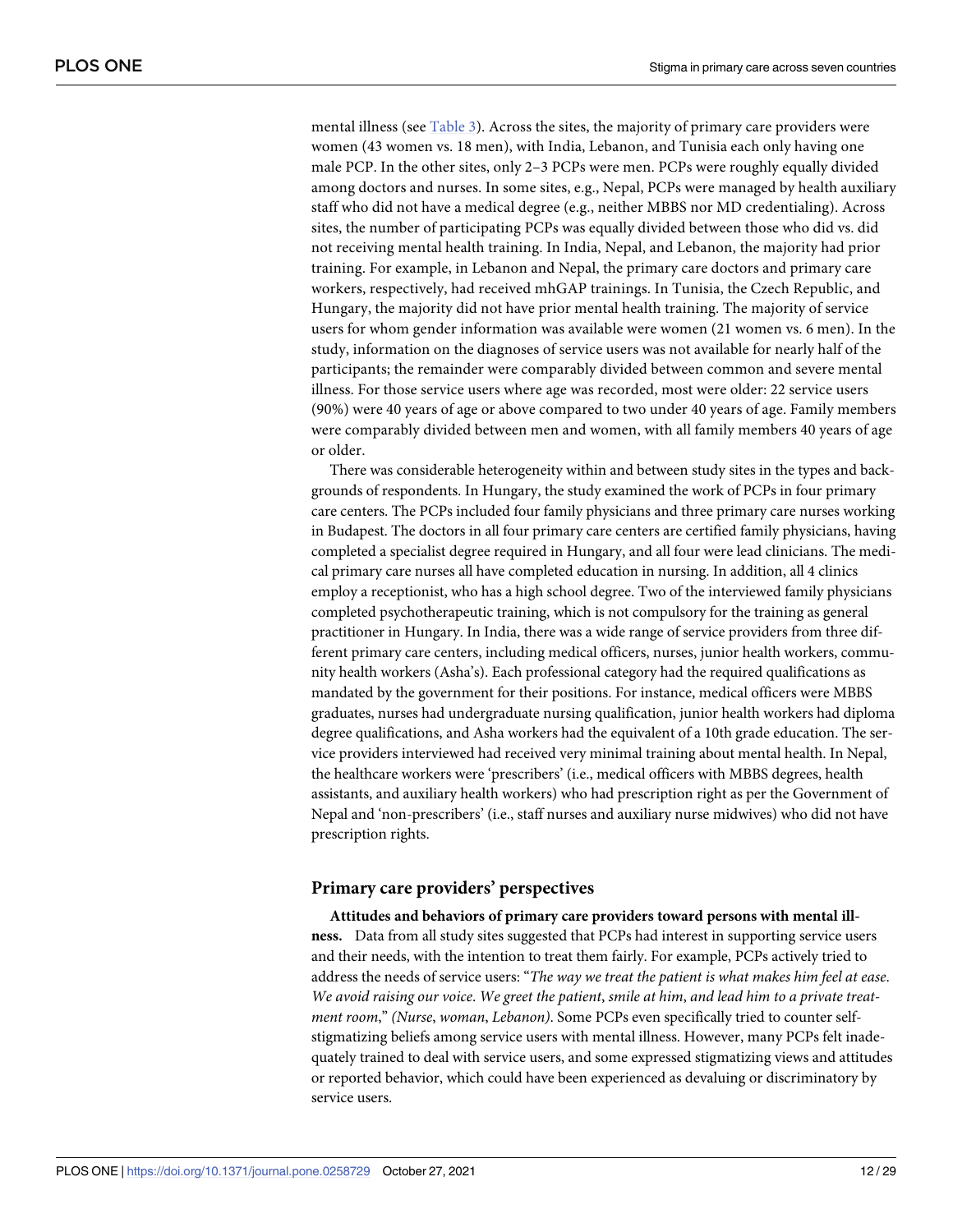mental illness (see Table 3). Across the sites, the majority of primary care providers were women (43 women vs. 18 men), with India, Lebanon, and Tunisia each only having one male PCP. In the other sites, only 2–3 PCPs were men. PCPs were roughly equally divided among doctors and nurses. In some sites, e.g., Nepal, PCPs were managed by health auxiliary staff who did not have a medical degree (e.g., neither MBBS nor MD credentialing). Across sites, the number of participating PCPs was equally divided between those who did vs. did not receiving mental health training. In India, Nepal, and Lebanon, the majority had prior training. For example, in Lebanon and Nepal, the primary care doctors and primary care workers, respectively, had received mhGAP trainings. In Tunisia, the Czech Republic, and Hungary, the majority did not have prior mental health training. The majority of service users for whom gender information was available were women (21 women vs. 6 men). In the study, information on the diagnoses of service users was not available for nearly half of the participants; the remainder were comparably divided between common and severe mental illness. For those service users where age was recorded, most were older: 22 service users (90%) were 40 years of age or above compared to two under 40 years of age. Family members were comparably divided between men and women, with all family members 40 years of age or older.

There was considerable heterogeneity within and between study sites in the types and backgrounds of respondents. In Hungary, the study examined the work of PCPs in four primary care centers. The PCPs included four family physicians and three primary care nurses working in Budapest. The doctors in all four primary care centers are certified family physicians, having completed a specialist degree required in Hungary, and all four were lead clinicians. The medical primary care nurses all have completed education in nursing. In addition, all 4 clinics employ a receptionist, who has a high school degree. Two of the interviewed family physicians completed psychotherapeutic training, which is not compulsory for the training as general practitioner in Hungary. In India, there was a wide range of service providers from three different primary care centers, including medical officers, nurses, junior health workers, community health workers (Asha's). Each professional category had the required qualifications as mandated by the government for their positions. For instance, medical officers were MBBS graduates, nurses had undergraduate nursing qualification, junior health workers had diploma degree qualifications, and Asha workers had the equivalent of a 10th grade education. The service providers interviewed had received very minimal training about mental health. In Nepal, the healthcare workers were 'prescribers' (i.e., medical officers with MBBS degrees, health assistants, and auxiliary health workers) who had prescription right as per the Government of Nepal and 'non-prescribers' (i.e., staff nurses and auxiliary nurse midwives) who did not have prescription rights.

## Primary care providers' perspectives

**Attitudes and behaviors of primary care providers toward persons with mental illness.** Data from all study sites suggested that PCPs had interest in supporting service users and their needs, with the intention to treat them fairly. For example, PCPs actively tried to address the needs of service users: "*The way we treat the patient is what makes him feel at ease. We avoid raising our voice. We greet the patient, smile at him, and lead him to a private treatment room*," *(Nurse, woman, Lebanon)*. Some PCPs even specifically tried to counter self-stigmatizing beliefs among service users with mental illness. However, many PCPs felt inadequately trained to deal with service users, and some expressed stigmatizing views and attitudes or reported behavior, which could have been experienced as devaluing or discriminatory by service users.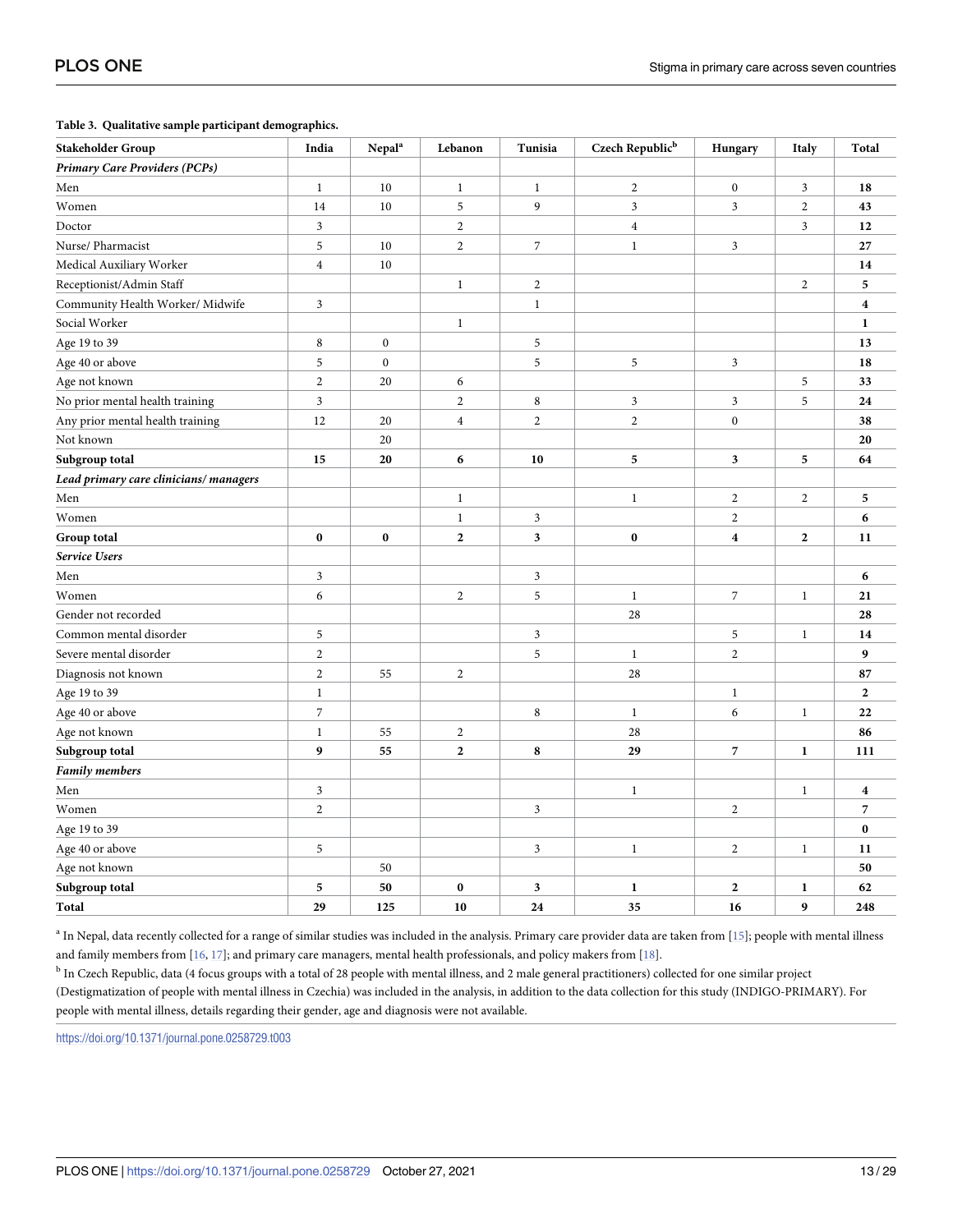**Table 3. Qualitative sample participant demographics.**

| Stakeholder Group | India | Nepal[a] | Lebanon | Tunisia | Czech Republic[b] | Hungary | Italy | Total |
|---|---|---|---|---|---|---|---|---|
| ***Primary Care Providers (PCPs)*** | | | | | | | | |
| Men | 1 | 10 | 1 | 1 | 2 | 0 | 3 | **18** |
| Women | 14 | 10 | 5 | 9 | 3 | 3 | 2 | **43** |
| Doctor | 3 | | 2 | | 4 | | 3 | **12** |
| Nurse/ Pharmacist | 5 | 10 | 2 | 7 | 1 | 3 | | **27** |
| Medical Auxiliary Worker | 4 | 10 | | | | | | **14** |
| Receptionist/Admin Staff | | | 1 | 2 | | | 2 | **5** |
| Community Health Worker/ Midwife | 3 | | | 1 | | | | **4** |
| Social Worker | | | 1 | | | | | **1** |
| Age 19 to 39 | 8 | 0 | | 5 | | | | **13** |
| Age 40 or above | 5 | 0 | | 5 | 5 | 3 | | **18** |
| Age not known | 2 | 20 | 6 | | | | 5 | **33** |
| No prior mental health training | 3 | | 2 | 8 | 3 | 3 | 5 | **24** |
| Any prior mental health training | 12 | 20 | 4 | 2 | 2 | 0 | | **38** |
| Not known | | 20 | | | | | | **20** |
| **Subgroup total** | **15** | **20** | **6** | **10** | **5** | **3** | **5** | **64** |
| ***Lead primary care clinicians/ managers*** | | | | | | | | |
| Men | | | 1 | | 1 | 2 | 2 | **5** |
| Women | | | 1 | 3 | | 2 | | **6** |
| **Group total** | **0** | **0** | **2** | **3** | **0** | **4** | **2** | **11** |
| ***Service Users*** | | | | | | | | |
| Men | 3 | | | 3 | | | | **6** |
| Women | 6 | | 2 | 5 | 1 | 7 | 1 | **21** |
| Gender not recorded | | | | | 28 | | | **28** |
| Common mental disorder | 5 | | | 3 | | 5 | 1 | **14** |
| Severe mental disorder | 2 | | | 5 | 1 | 2 | | **9** |
| Diagnosis not known | 2 | 55 | 2 | | 28 | | | **87** |
| Age 19 to 39 | 1 | | | | | 1 | | **2** |
| Age 40 or above | 7 | | | 8 | 1 | 6 | 1 | **22** |
| Age not known | 1 | 55 | 2 | | 28 | | | **86** |
| **Subgroup total** | **9** | **55** | **2** | **8** | **29** | **7** | **1** | **111** |
| ***Family members*** | | | | | | | | |
| Men | 3 | | | | 1 | | 1 | **4** |
| Women | 2 | | | 3 | | 2 | | **7** |
| Age 19 to 39 | | | | | | | | **0** |
| Age 40 or above | 5 | | | 3 | 1 | 2 | 1 | **11** |
| Age not known | | 50 | | | | | | **50** |
| **Subgroup total** | **5** | **50** | **0** | **3** | **1** | **2** | **1** | **62** |
| **Total** | **29** | **125** | **10** | **24** | **35** | **16** | **9** | **248** |

[a] In Nepal, data recently collected for a range of similar studies was included in the analysis. Primary care provider data are taken from [15]; people with mental illness and family members from [16, 17]; and primary care managers, mental health professionals, and policy makers from [18].

[b] In Czech Republic, data (4 focus groups with a total of 28 people with mental illness, and 2 male general practitioners) collected for one similar project (Destigmatization of people with mental illness in Czechia) was included in the analysis, in addition to the data collection for this study (INDIGO-PRIMARY). For people with mental illness, details regarding their gender, age and diagnosis were not available.

https://doi.org/10.1371/journal.pone.0258729.t003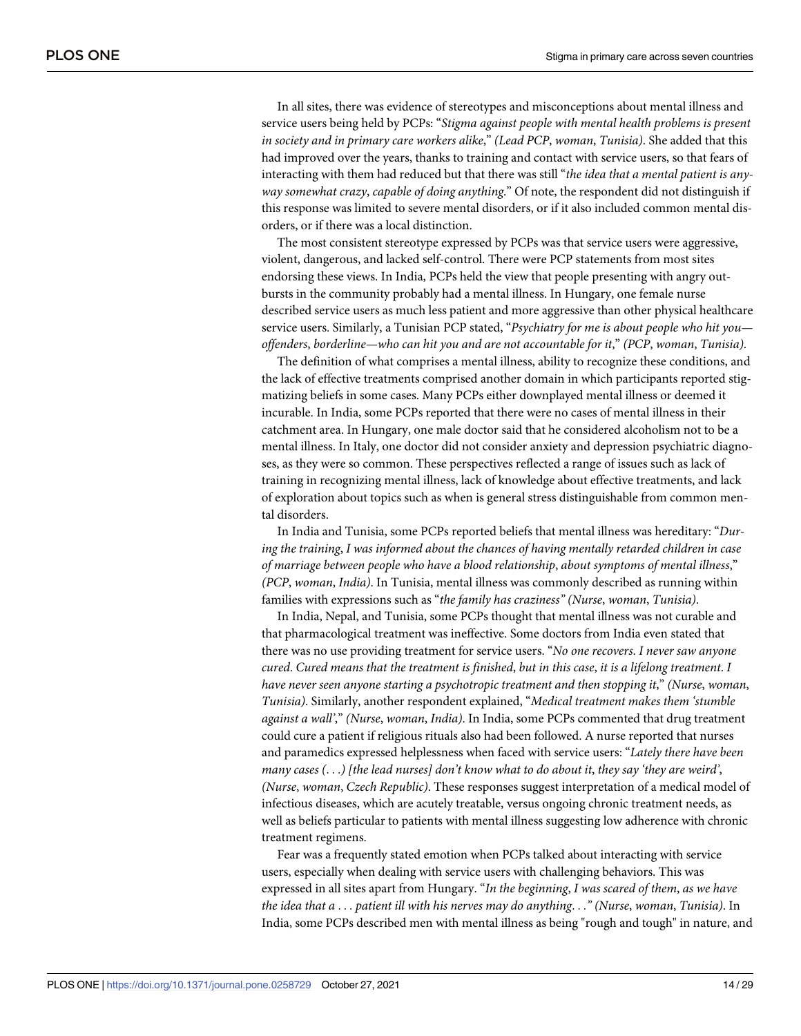In all sites, there was evidence of stereotypes and misconceptions about mental illness and service users being held by PCPs: "*Stigma against people with mental health problems is present in society and in primary care workers alike*," *(Lead PCP*, *woman*, *Tunisia)*. She added that this had improved over the years, thanks to training and contact with service users, so that fears of interacting with them had reduced but that there was still "*the idea that a mental patient is anyway somewhat crazy*, *capable of doing anything*." Of note, the respondent did not distinguish if this response was limited to severe mental disorders, or if it also included common mental disorders, or if there was a local distinction.

The most consistent stereotype expressed by PCPs was that service users were aggressive, violent, dangerous, and lacked self-control. There were PCP statements from most sites endorsing these views. In India, PCPs held the view that people presenting with angry outbursts in the community probably had a mental illness. In Hungary, one female nurse described service users as much less patient and more aggressive than other physical healthcare service users. Similarly, a Tunisian PCP stated, "*Psychiatry for me is about people who hit you—offenders*, *borderline—who can hit you and are not accountable for it*," *(PCP*, *woman*, *Tunisia)*.

The definition of what comprises a mental illness, ability to recognize these conditions, and the lack of effective treatments comprised another domain in which participants reported stigmatizing beliefs in some cases. Many PCPs either downplayed mental illness or deemed it incurable. In India, some PCPs reported that there were no cases of mental illness in their catchment area. In Hungary, one male doctor said that he considered alcoholism not to be a mental illness. In Italy, one doctor did not consider anxiety and depression psychiatric diagnoses, as they were so common. These perspectives reflected a range of issues such as lack of training in recognizing mental illness, lack of knowledge about effective treatments, and lack of exploration about topics such as when is general stress distinguishable from common mental disorders.

In India and Tunisia, some PCPs reported beliefs that mental illness was hereditary: "*During the training*, *I was informed about the chances of having mentally retarded children in case of marriage between people who have a blood relationship*, *about symptoms of mental illness*," *(PCP*, *woman*, *India)*. In Tunisia, mental illness was commonly described as running within families with expressions such as "*the family has craziness" (Nurse*, *woman*, *Tunisia)*.

In India, Nepal, and Tunisia, some PCPs thought that mental illness was not curable and that pharmacological treatment was ineffective. Some doctors from India even stated that there was no use providing treatment for service users. "*No one recovers*. *I never saw anyone cured*. *Cured means that the treatment is finished*, *but in this case*, *it is a lifelong treatment*. *I have never seen anyone starting a psychotropic treatment and then stopping it*," *(Nurse*, *woman*, *Tunisia)*. Similarly, another respondent explained, "*Medical treatment makes them 'stumble against a wall'*," *(Nurse*, *woman*, *India)*. In India, some PCPs commented that drug treatment could cure a patient if religious rituals also had been followed. A nurse reported that nurses and paramedics expressed helplessness when faced with service users: "*Lately there have been many cases (*. . .*) [the lead nurses] don't know what to do about it*, *they say 'they are weird'*, *(Nurse*, *woman*, *Czech Republic)*. These responses suggest interpretation of a medical model of infectious diseases, which are acutely treatable, versus ongoing chronic treatment needs, as well as beliefs particular to patients with mental illness suggesting low adherence with chronic treatment regimens.

Fear was a frequently stated emotion when PCPs talked about interacting with service users, especially when dealing with service users with challenging behaviors. This was expressed in all sites apart from Hungary. "*In the beginning*, *I was scared of them*, *as we have the idea that a* . . . *patient ill with his nerves may do anything*. . ." *(Nurse*, *woman*, *Tunisia)*. In India, some PCPs described men with mental illness as being "rough and tough" in nature, and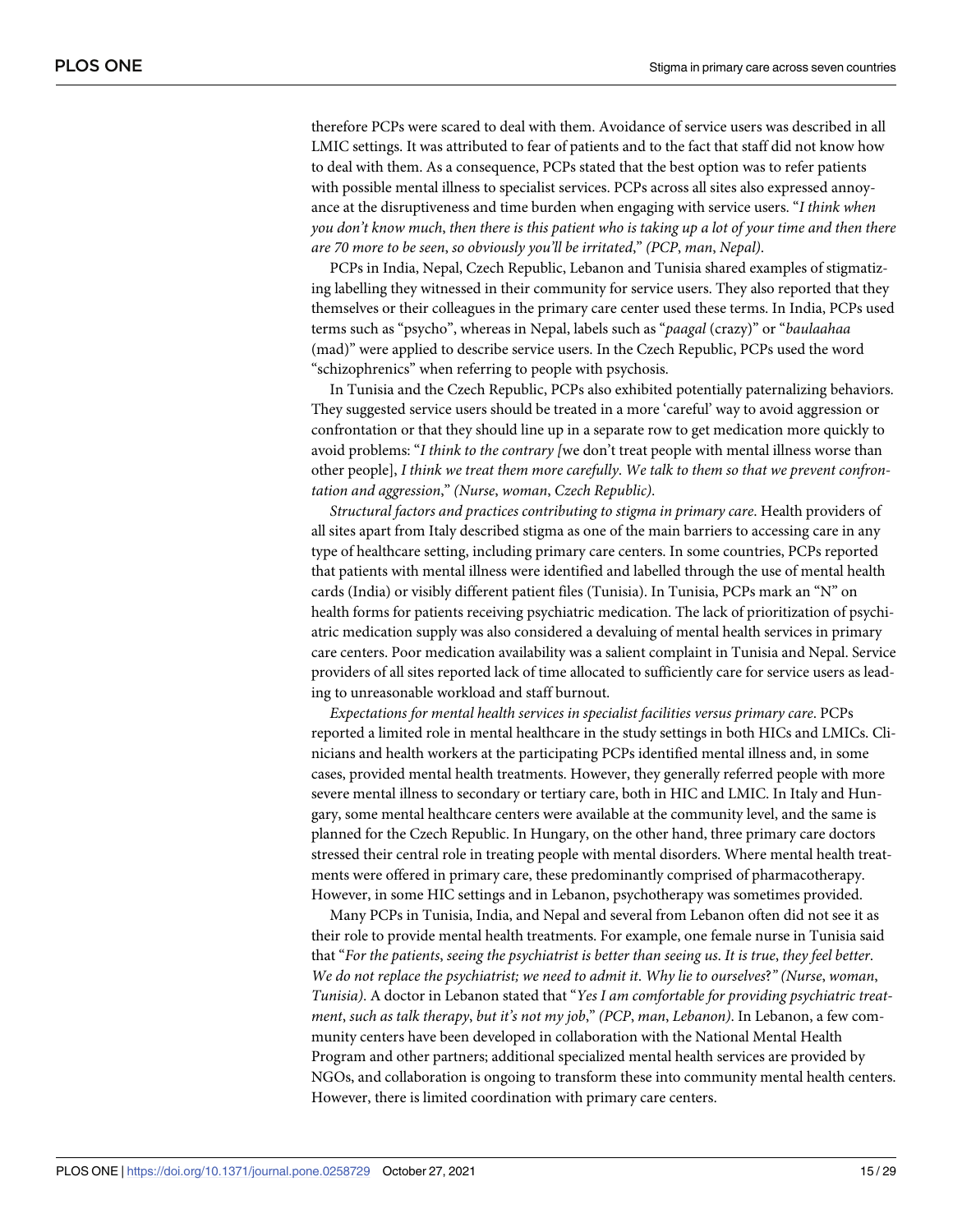therefore PCPs were scared to deal with them. Avoidance of service users was described in all LMIC settings. It was attributed to fear of patients and to the fact that staff did not know how to deal with them. As a consequence, PCPs stated that the best option was to refer patients with possible mental illness to specialist services. PCPs across all sites also expressed annoyance at the disruptiveness and time burden when engaging with service users. "*I think when you don't know much*, *then there is this patient who is taking up a lot of your time and then there are 70 more to be seen*, *so obviously you'll be irritated*," *(PCP*, *man*, *Nepal)*.

PCPs in India, Nepal, Czech Republic, Lebanon and Tunisia shared examples of stigmatizing labelling they witnessed in their community for service users. They also reported that they themselves or their colleagues in the primary care center used these terms. In India, PCPs used terms such as "psycho", whereas in Nepal, labels such as "*paagal* (crazy)" or "*baulaahaa* (mad)" were applied to describe service users. In the Czech Republic, PCPs used the word "schizophrenics" when referring to people with psychosis.

In Tunisia and the Czech Republic, PCPs also exhibited potentially paternalizing behaviors. They suggested service users should be treated in a more 'careful' way to avoid aggression or confrontation or that they should line up in a separate row to get medication more quickly to avoid problems: "*I think to the contrary [*we don't treat people with mental illness worse than other people], *I think we treat them more carefully*. *We talk to them so that we prevent confrontation and aggression*," *(Nurse*, *woman*, *Czech Republic)*.

*Structural factors and practices contributing to stigma in primary care*. Health providers of all sites apart from Italy described stigma as one of the main barriers to accessing care in any type of healthcare setting, including primary care centers. In some countries, PCPs reported that patients with mental illness were identified and labelled through the use of mental health cards (India) or visibly different patient files (Tunisia). In Tunisia, PCPs mark an "N" on health forms for patients receiving psychiatric medication. The lack of prioritization of psychiatric medication supply was also considered a devaluing of mental health services in primary care centers. Poor medication availability was a salient complaint in Tunisia and Nepal. Service providers of all sites reported lack of time allocated to sufficiently care for service users as leading to unreasonable workload and staff burnout.

*Expectations for mental health services in specialist facilities versus primary care*. PCPs reported a limited role in mental healthcare in the study settings in both HICs and LMICs. Clinicians and health workers at the participating PCPs identified mental illness and, in some cases, provided mental health treatments. However, they generally referred people with more severe mental illness to secondary or tertiary care, both in HIC and LMIC. In Italy and Hungary, some mental healthcare centers were available at the community level, and the same is planned for the Czech Republic. In Hungary, on the other hand, three primary care doctors stressed their central role in treating people with mental disorders. Where mental health treatments were offered in primary care, these predominantly comprised of pharmacotherapy. However, in some HIC settings and in Lebanon, psychotherapy was sometimes provided.

Many PCPs in Tunisia, India, and Nepal and several from Lebanon often did not see it as their role to provide mental health treatments. For example, one female nurse in Tunisia said that "*For the patients*, *seeing the psychiatrist is better than seeing us*. *It is true*, *they feel better*. *We do not replace the psychiatrist; we need to admit it*. *Why lie to ourselves*?*" (Nurse*, *woman*, *Tunisia)*. A doctor in Lebanon stated that "*Yes I am comfortable for providing psychiatric treatment*, *such as talk therapy*, *but it's not my job*," *(PCP*, *man*, *Lebanon)*. In Lebanon, a few community centers have been developed in collaboration with the National Mental Health Program and other partners; additional specialized mental health services are provided by NGOs, and collaboration is ongoing to transform these into community mental health centers. However, there is limited coordination with primary care centers.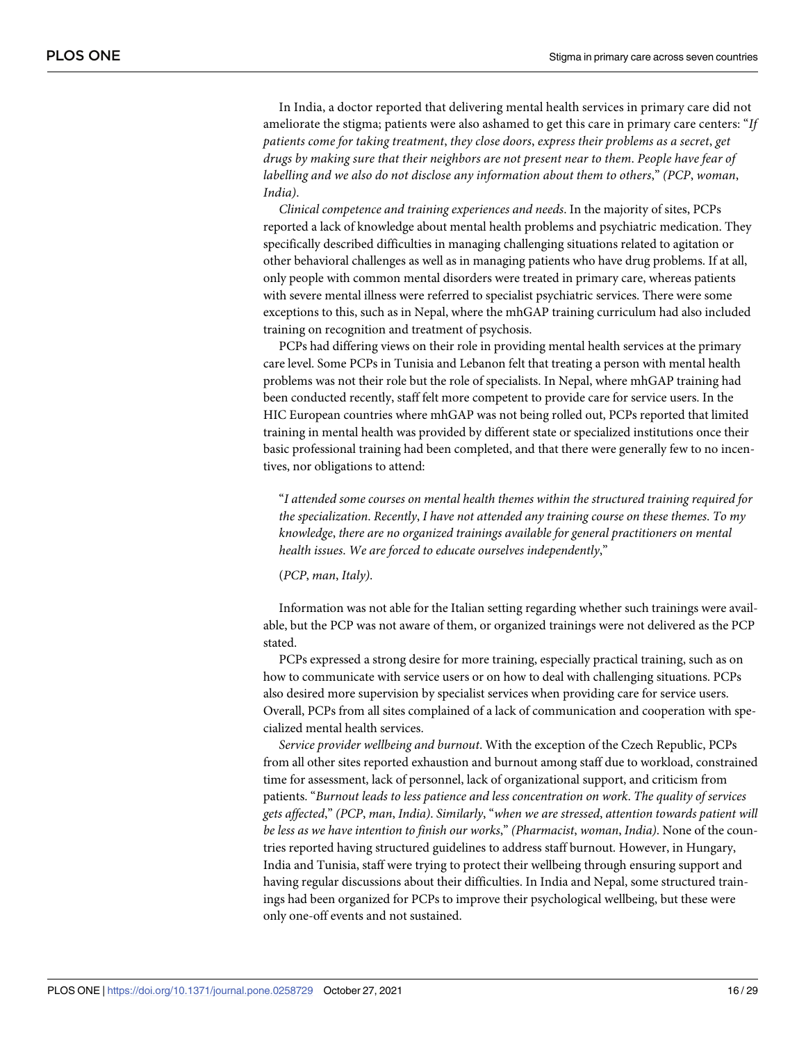In India, a doctor reported that delivering mental health services in primary care did not ameliorate the stigma; patients were also ashamed to get this care in primary care centers: "*If patients come for taking treatment, they close doors, express their problems as a secret, get drugs by making sure that their neighbors are not present near to them. People have fear of labelling and we also do not disclose any information about them to others*," *(PCP, woman, India)*.

*Clinical competence and training experiences and needs*. In the majority of sites, PCPs reported a lack of knowledge about mental health problems and psychiatric medication. They specifically described difficulties in managing challenging situations related to agitation or other behavioral challenges as well as in managing patients who have drug problems. If at all, only people with common mental disorders were treated in primary care, whereas patients with severe mental illness were referred to specialist psychiatric services. There were some exceptions to this, such as in Nepal, where the mhGAP training curriculum had also included training on recognition and treatment of psychosis.

PCPs had differing views on their role in providing mental health services at the primary care level. Some PCPs in Tunisia and Lebanon felt that treating a person with mental health problems was not their role but the role of specialists. In Nepal, where mhGAP training had been conducted recently, staff felt more competent to provide care for service users. In the HIC European countries where mhGAP was not being rolled out, PCPs reported that limited training in mental health was provided by different state or specialized institutions once their basic professional training had been completed, and that there were generally few to no incentives, nor obligations to attend:

> "*I attended some courses on mental health themes within the structured training required for the specialization. Recently, I have not attended any training course on these themes. To my knowledge, there are no organized trainings available for general practitioners on mental health issues. We are forced to educate ourselves independently*,"
>
> (*PCP, man, Italy)*.

Information was not able for the Italian setting regarding whether such trainings were available, but the PCP was not aware of them, or organized trainings were not delivered as the PCP stated.

PCPs expressed a strong desire for more training, especially practical training, such as on how to communicate with service users or on how to deal with challenging situations. PCPs also desired more supervision by specialist services when providing care for service users. Overall, PCPs from all sites complained of a lack of communication and cooperation with specialized mental health services.

*Service provider wellbeing and burnout*. With the exception of the Czech Republic, PCPs from all other sites reported exhaustion and burnout among staff due to workload, constrained time for assessment, lack of personnel, lack of organizational support, and criticism from patients. "*Burnout leads to less patience and less concentration on work. The quality of services gets affected*," *(PCP, man, India). Similarly*, "*when we are stressed, attention towards patient will be less as we have intention to finish our works*," *(Pharmacist, woman, India)*. None of the countries reported having structured guidelines to address staff burnout. However, in Hungary, India and Tunisia, staff were trying to protect their wellbeing through ensuring support and having regular discussions about their difficulties. In India and Nepal, some structured trainings had been organized for PCPs to improve their psychological wellbeing, but these were only one-off events and not sustained.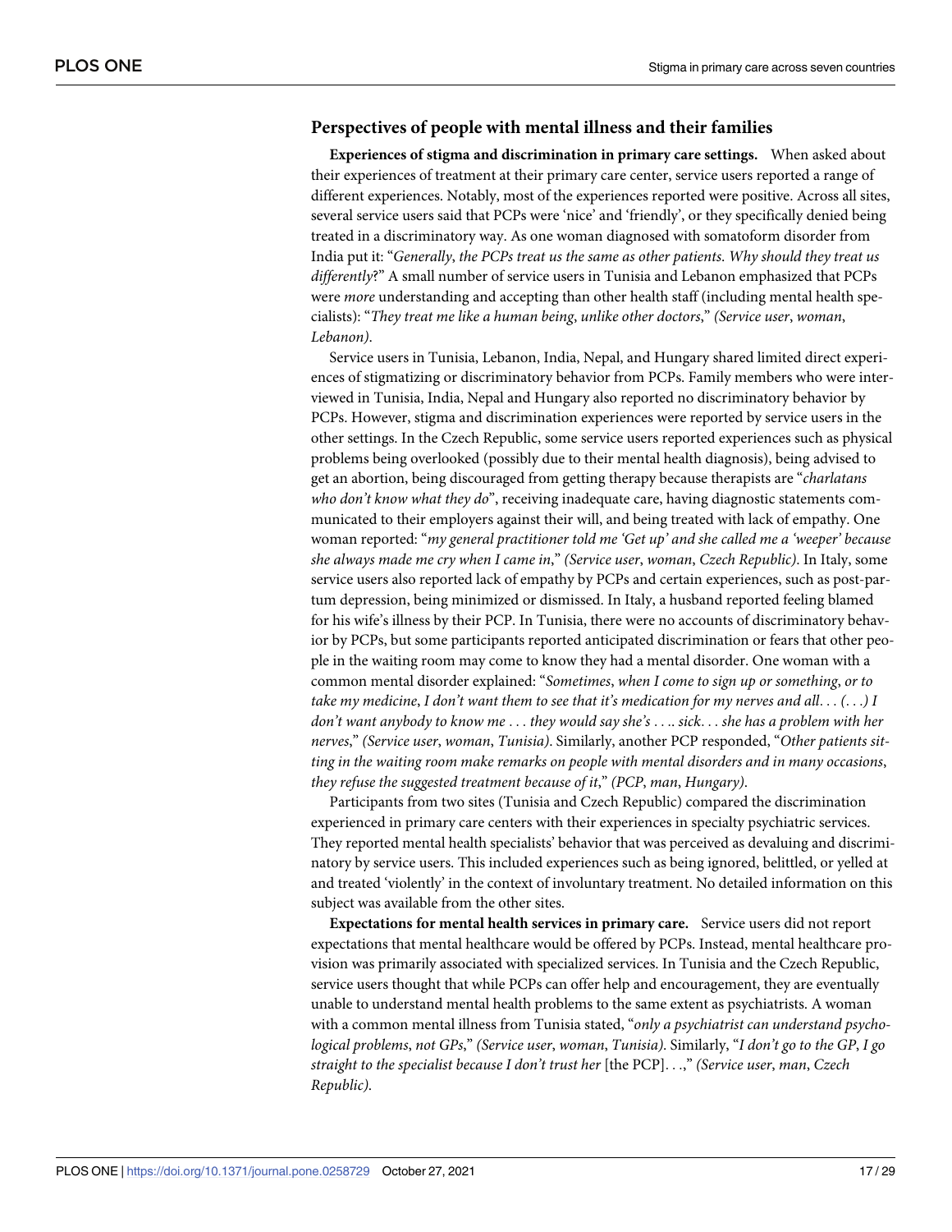## Perspectives of people with mental illness and their families

**Experiences of stigma and discrimination in primary care settings.** When asked about their experiences of treatment at their primary care center, service users reported a range of different experiences. Notably, most of the experiences reported were positive. Across all sites, several service users said that PCPs were 'nice' and 'friendly', or they specifically denied being treated in a discriminatory way. As one woman diagnosed with somatoform disorder from India put it: "*Generally, the PCPs treat us the same as other patients. Why should they treat us differently*?" A small number of service users in Tunisia and Lebanon emphasized that PCPs were *more* understanding and accepting than other health staff (including mental health specialists): "*They treat me like a human being, unlike other doctors*," *(Service user, woman, Lebanon)*.

Service users in Tunisia, Lebanon, India, Nepal, and Hungary shared limited direct experiences of stigmatizing or discriminatory behavior from PCPs. Family members who were interviewed in Tunisia, India, Nepal and Hungary also reported no discriminatory behavior by PCPs. However, stigma and discrimination experiences were reported by service users in the other settings. In the Czech Republic, some service users reported experiences such as physical problems being overlooked (possibly due to their mental health diagnosis), being advised to get an abortion, being discouraged from getting therapy because therapists are "*charlatans who don't know what they do*", receiving inadequate care, having diagnostic statements communicated to their employers against their will, and being treated with lack of empathy. One woman reported: "*my general practitioner told me 'Get up' and she called me a 'weeper' because she always made me cry when I came in*," *(Service user, woman, Czech Republic)*. In Italy, some service users also reported lack of empathy by PCPs and certain experiences, such as post-partum depression, being minimized or dismissed. In Italy, a husband reported feeling blamed for his wife's illness by their PCP. In Tunisia, there were no accounts of discriminatory behavior by PCPs, but some participants reported anticipated discrimination or fears that other people in the waiting room may come to know they had a mental disorder. One woman with a common mental disorder explained: "*Sometimes, when I come to sign up or something, or to take my medicine, I don't want them to see that it's medication for my nerves and all. . . (. . .) I don't want anybody to know me . . . they would say she's . . .. sick. . . she has a problem with her nerves*," *(Service user, woman, Tunisia)*. Similarly, another PCP responded, "*Other patients sitting in the waiting room make remarks on people with mental disorders and in many occasions, they refuse the suggested treatment because of it*," *(PCP, man, Hungary)*.

Participants from two sites (Tunisia and Czech Republic) compared the discrimination experienced in primary care centers with their experiences in specialty psychiatric services. They reported mental health specialists' behavior that was perceived as devaluing and discriminatory by service users. This included experiences such as being ignored, belittled, or yelled at and treated 'violently' in the context of involuntary treatment. No detailed information on this subject was available from the other sites.

**Expectations for mental health services in primary care.** Service users did not report expectations that mental healthcare would be offered by PCPs. Instead, mental healthcare provision was primarily associated with specialized services. In Tunisia and the Czech Republic, service users thought that while PCPs can offer help and encouragement, they are eventually unable to understand mental health problems to the same extent as psychiatrists. A woman with a common mental illness from Tunisia stated, "*only a psychiatrist can understand psychological problems, not GPs*," *(Service user, woman, Tunisia)*. Similarly, "*I don't go to the GP, I go straight to the specialist because I don't trust her* [the PCP]*. . .*," *(Service user, man, Czech Republic)*.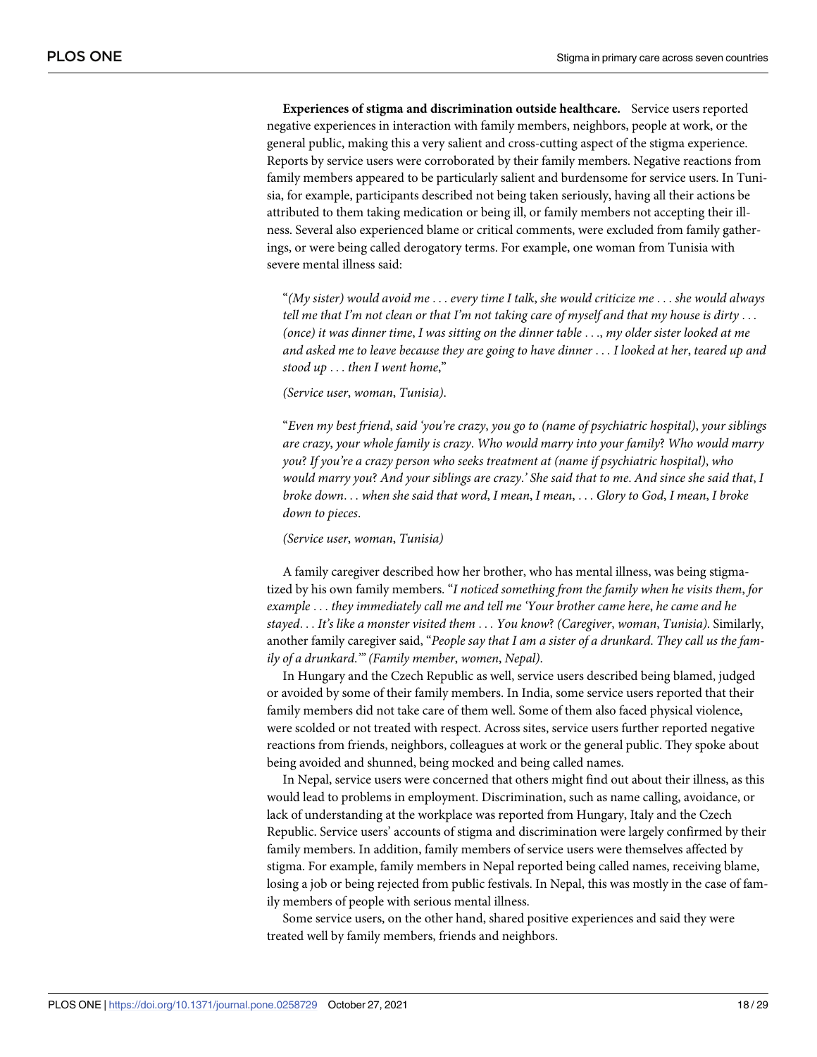**Experiences of stigma and discrimination outside healthcare.** Service users reported negative experiences in interaction with family members, neighbors, people at work, or the general public, making this a very salient and cross-cutting aspect of the stigma experience. Reports by service users were corroborated by their family members. Negative reactions from family members appeared to be particularly salient and burdensome for service users. In Tunisia, for example, participants described not being taken seriously, having all their actions be attributed to them taking medication or being ill, or family members not accepting their illness. Several also experienced blame or critical comments, were excluded from family gatherings, or were being called derogatory terms. For example, one woman from Tunisia with severe mental illness said:

> "*(My sister) would avoid me . . . every time I talk, she would criticize me . . . she would always tell me that I'm not clean or that I'm not taking care of myself and that my house is dirty . . . (once) it was dinner time, I was sitting on the dinner table . . ., my older sister looked at me and asked me to leave because they are going to have dinner . . . I looked at her, teared up and stood up . . . then I went home,*"
>
> *(Service user, woman, Tunisia).*

> "*Even my best friend, said 'you're crazy, you go to (name of psychiatric hospital), your siblings are crazy, your whole family is crazy. Who would marry into your family? Who would marry you? If you're a crazy person who seeks treatment at (name if psychiatric hospital), who would marry you? And your siblings are crazy.' She said that to me. And since she said that, I broke down. . . when she said that word, I mean, I mean, . . . Glory to God, I mean, I broke down to pieces.*
>
> *(Service user, woman, Tunisia)*

A family caregiver described how her brother, who has mental illness, was being stigmatized by his own family members. "*I noticed something from the family when he visits them, for example . . . they immediately call me and tell me 'Your brother came here, he came and he stayed. . . It's like a monster visited them . . . You know? (Caregiver, woman, Tunisia).* Similarly, another family caregiver said, "*People say that I am a sister of a drunkard. They call us the family of a drunkard.'" (Family member, women, Nepal).*

In Hungary and the Czech Republic as well, service users described being blamed, judged or avoided by some of their family members. In India, some service users reported that their family members did not take care of them well. Some of them also faced physical violence, were scolded or not treated with respect. Across sites, service users further reported negative reactions from friends, neighbors, colleagues at work or the general public. They spoke about being avoided and shunned, being mocked and being called names.

In Nepal, service users were concerned that others might find out about their illness, as this would lead to problems in employment. Discrimination, such as name calling, avoidance, or lack of understanding at the workplace was reported from Hungary, Italy and the Czech Republic. Service users' accounts of stigma and discrimination were largely confirmed by their family members. In addition, family members of service users were themselves affected by stigma. For example, family members in Nepal reported being called names, receiving blame, losing a job or being rejected from public festivals. In Nepal, this was mostly in the case of family members of people with serious mental illness.

Some service users, on the other hand, shared positive experiences and said they were treated well by family members, friends and neighbors.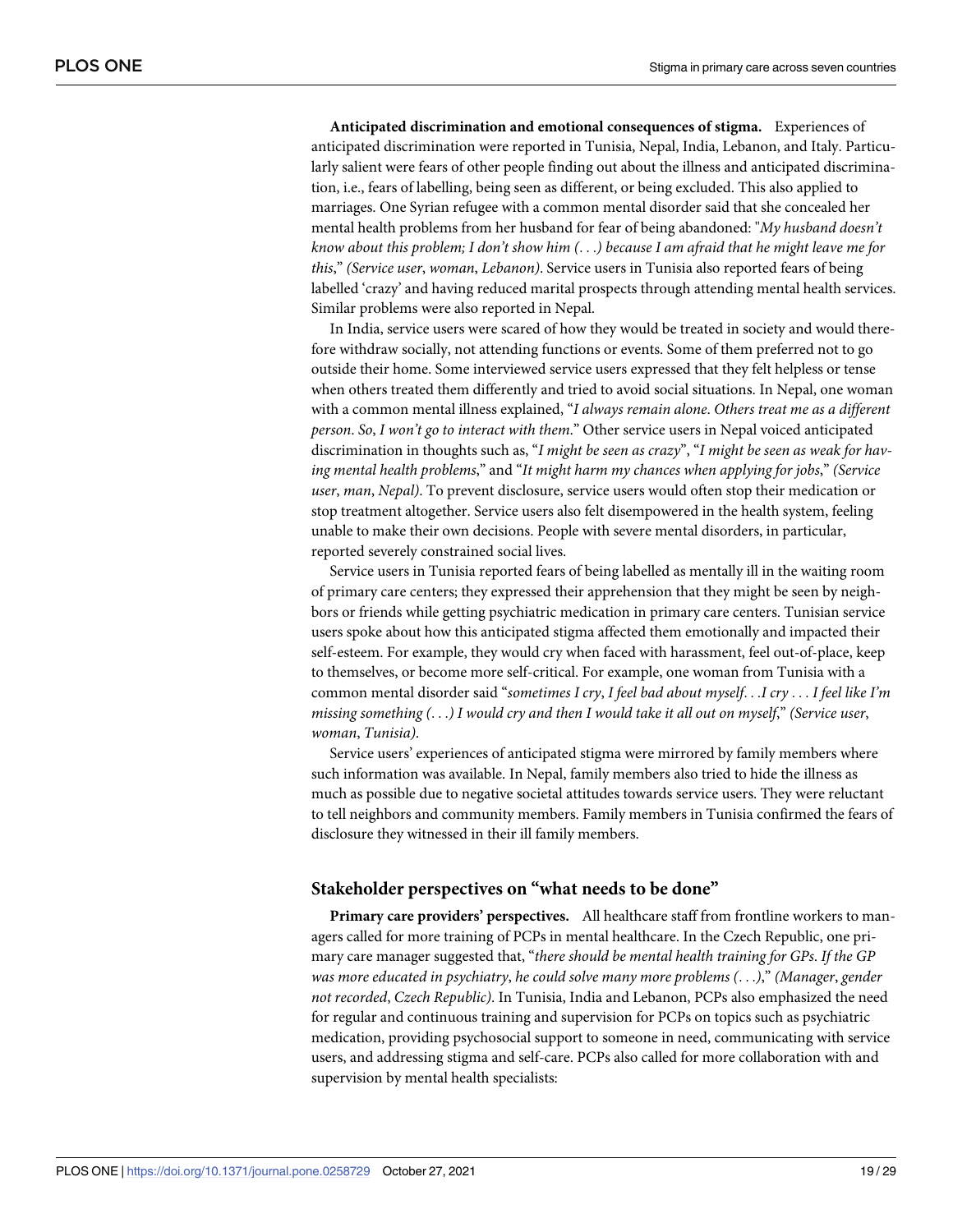**Anticipated discrimination and emotional consequences of stigma.** Experiences of anticipated discrimination were reported in Tunisia, Nepal, India, Lebanon, and Italy. Particularly salient were fears of other people finding out about the illness and anticipated discrimination, i.e., fears of labelling, being seen as different, or being excluded. This also applied to marriages. One Syrian refugee with a common mental disorder said that she concealed her mental health problems from her husband for fear of being abandoned: "*My husband doesn't know about this problem; I don't show him (. . .) because I am afraid that he might leave me for this*," *(Service user*, *woman*, *Lebanon)*. Service users in Tunisia also reported fears of being labelled 'crazy' and having reduced marital prospects through attending mental health services. Similar problems were also reported in Nepal.

In India, service users were scared of how they would be treated in society and would therefore withdraw socially, not attending functions or events. Some of them preferred not to go outside their home. Some interviewed service users expressed that they felt helpless or tense when others treated them differently and tried to avoid social situations. In Nepal, one woman with a common mental illness explained, "*I always remain alone. Others treat me as a different person. So*, *I won't go to interact with them*." Other service users in Nepal voiced anticipated discrimination in thoughts such as, "*I might be seen as crazy*", "*I might be seen as weak for having mental health problems*," and "*It might harm my chances when applying for jobs*," *(Service user*, *man*, *Nepal)*. To prevent disclosure, service users would often stop their medication or stop treatment altogether. Service users also felt disempowered in the health system, feeling unable to make their own decisions. People with severe mental disorders, in particular, reported severely constrained social lives.

Service users in Tunisia reported fears of being labelled as mentally ill in the waiting room of primary care centers; they expressed their apprehension that they might be seen by neighbors or friends while getting psychiatric medication in primary care centers. Tunisian service users spoke about how this anticipated stigma affected them emotionally and impacted their self-esteem. For example, they would cry when faced with harassment, feel out-of-place, keep to themselves, or become more self-critical. For example, one woman from Tunisia with a common mental disorder said "*sometimes I cry*, *I feel bad about myself. . .I cry . . . I feel like I'm missing something (. . .) I would cry and then I would take it all out on myself*," *(Service user*, *woman*, *Tunisia)*.

Service users' experiences of anticipated stigma were mirrored by family members where such information was available. In Nepal, family members also tried to hide the illness as much as possible due to negative societal attitudes towards service users. They were reluctant to tell neighbors and community members. Family members in Tunisia confirmed the fears of disclosure they witnessed in their ill family members.

## Stakeholder perspectives on "what needs to be done"

**Primary care providers' perspectives.** All healthcare staff from frontline workers to managers called for more training of PCPs in mental healthcare. In the Czech Republic, one primary care manager suggested that, "*there should be mental health training for GPs. If the GP was more educated in psychiatry*, *he could solve many more problems (. . .)*," *(Manager*, *gender not recorded*, *Czech Republic)*. In Tunisia, India and Lebanon, PCPs also emphasized the need for regular and continuous training and supervision for PCPs on topics such as psychiatric medication, providing psychosocial support to someone in need, communicating with service users, and addressing stigma and self-care. PCPs also called for more collaboration with and supervision by mental health specialists: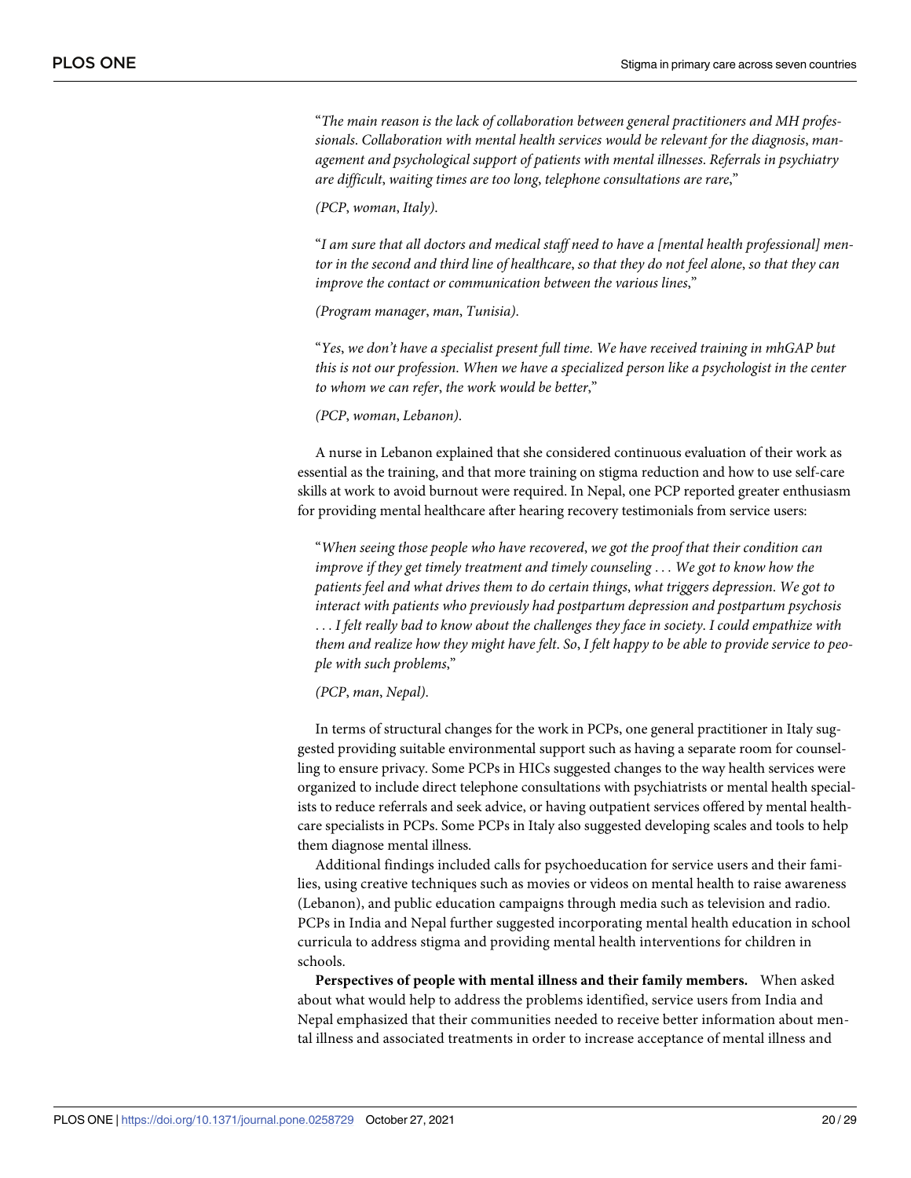"*The main reason is the lack of collaboration between general practitioners and MH professionals. Collaboration with mental health services would be relevant for the diagnosis, management and psychological support of patients with mental illnesses. Referrals in psychiatry are difficult, waiting times are too long, telephone consultations are rare*,"

*(PCP, woman, Italy).*

"*I am sure that all doctors and medical staff need to have a [mental health professional] mentor in the second and third line of healthcare, so that they do not feel alone, so that they can improve the contact or communication between the various lines*,"

*(Program manager, man, Tunisia).*

"*Yes, we don't have a specialist present full time. We have received training in mhGAP but this is not our profession. When we have a specialized person like a psychologist in the center to whom we can refer, the work would be better*,"

*(PCP, woman, Lebanon).*

A nurse in Lebanon explained that she considered continuous evaluation of their work as essential as the training, and that more training on stigma reduction and how to use self-care skills at work to avoid burnout were required. In Nepal, one PCP reported greater enthusiasm for providing mental healthcare after hearing recovery testimonials from service users:

"*When seeing those people who have recovered, we got the proof that their condition can improve if they get timely treatment and timely counseling . . . We got to know how the patients feel and what drives them to do certain things, what triggers depression. We got to interact with patients who previously had postpartum depression and postpartum psychosis . . . I felt really bad to know about the challenges they face in society. I could empathize with them and realize how they might have felt. So, I felt happy to be able to provide service to people with such problems*,"

*(PCP, man, Nepal).*

In terms of structural changes for the work in PCPs, one general practitioner in Italy suggested providing suitable environmental support such as having a separate room for counselling to ensure privacy. Some PCPs in HICs suggested changes to the way health services were organized to include direct telephone consultations with psychiatrists or mental health specialists to reduce referrals and seek advice, or having outpatient services offered by mental healthcare specialists in PCPs. Some PCPs in Italy also suggested developing scales and tools to help them diagnose mental illness.

Additional findings included calls for psychoeducation for service users and their families, using creative techniques such as movies or videos on mental health to raise awareness (Lebanon), and public education campaigns through media such as television and radio. PCPs in India and Nepal further suggested incorporating mental health education in school curricula to address stigma and providing mental health interventions for children in schools.

**Perspectives of people with mental illness and their family members.** When asked about what would help to address the problems identified, service users from India and Nepal emphasized that their communities needed to receive better information about mental illness and associated treatments in order to increase acceptance of mental illness and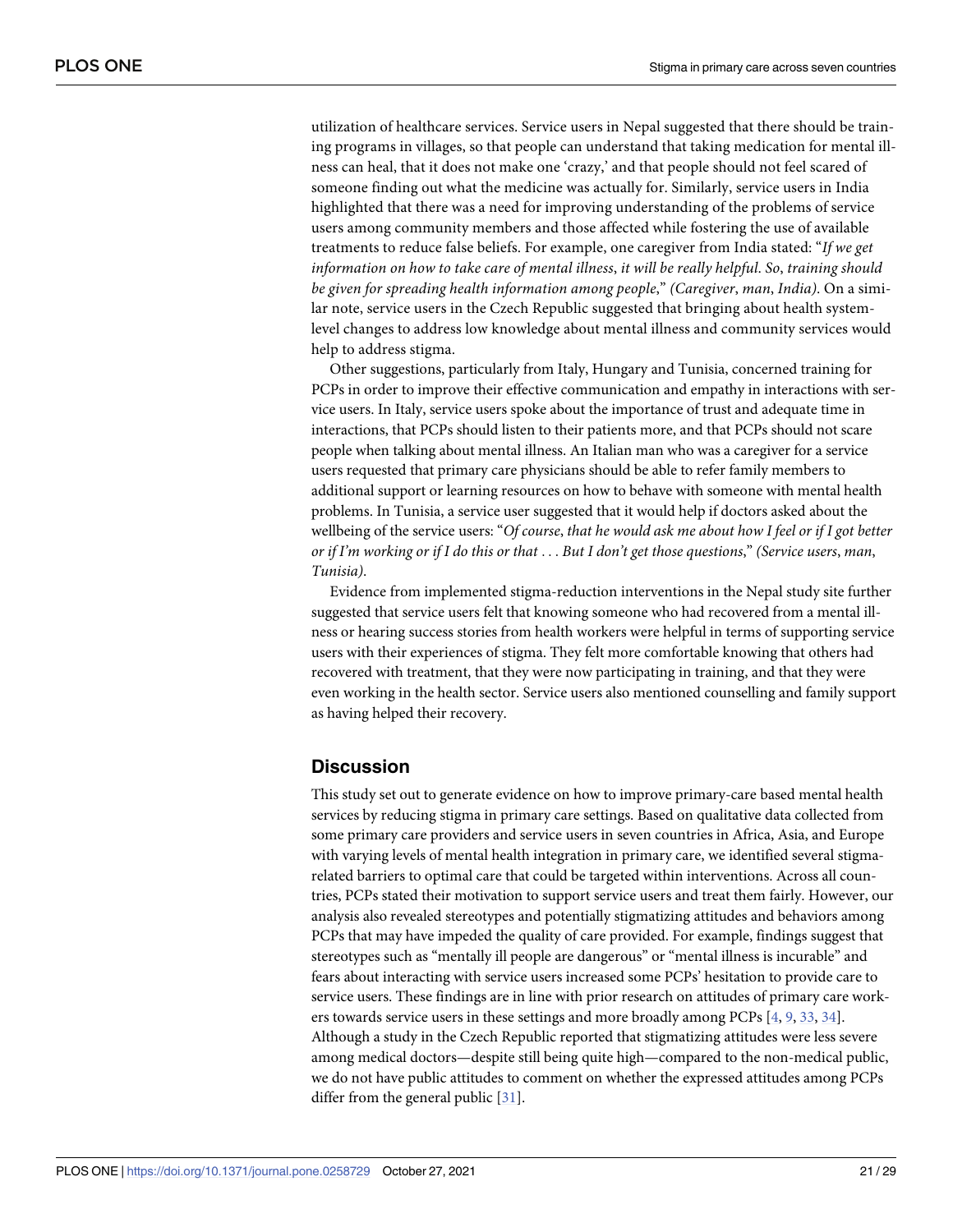utilization of healthcare services. Service users in Nepal suggested that there should be training programs in villages, so that people can understand that taking medication for mental illness can heal, that it does not make one 'crazy,' and that people should not feel scared of someone finding out what the medicine was actually for. Similarly, service users in India highlighted that there was a need for improving understanding of the problems of service users among community members and those affected while fostering the use of available treatments to reduce false beliefs. For example, one caregiver from India stated: "*If we get information on how to take care of mental illness*, *it will be really helpful. So*, *training should be given for spreading health information among people*," *(Caregiver*, *man*, *India)*. On a similar note, service users in the Czech Republic suggested that bringing about health system-level changes to address low knowledge about mental illness and community services would help to address stigma.

Other suggestions, particularly from Italy, Hungary and Tunisia, concerned training for PCPs in order to improve their effective communication and empathy in interactions with service users. In Italy, service users spoke about the importance of trust and adequate time in interactions, that PCPs should listen to their patients more, and that PCPs should not scare people when talking about mental illness. An Italian man who was a caregiver for a service users requested that primary care physicians should be able to refer family members to additional support or learning resources on how to behave with someone with mental health problems. In Tunisia, a service user suggested that it would help if doctors asked about the wellbeing of the service users: "*Of course*, *that he would ask me about how I feel or if I got better or if I'm working or if I do this or that . . . But I don't get those questions*," *(Service users*, *man*, *Tunisia)*.

Evidence from implemented stigma-reduction interventions in the Nepal study site further suggested that service users felt that knowing someone who had recovered from a mental illness or hearing success stories from health workers were helpful in terms of supporting service users with their experiences of stigma. They felt more comfortable knowing that others had recovered with treatment, that they were now participating in training, and that they were even working in the health sector. Service users also mentioned counselling and family support as having helped their recovery.

## Discussion

This study set out to generate evidence on how to improve primary-care based mental health services by reducing stigma in primary care settings. Based on qualitative data collected from some primary care providers and service users in seven countries in Africa, Asia, and Europe with varying levels of mental health integration in primary care, we identified several stigma-related barriers to optimal care that could be targeted within interventions. Across all countries, PCPs stated their motivation to support service users and treat them fairly. However, our analysis also revealed stereotypes and potentially stigmatizing attitudes and behaviors among PCPs that may have impeded the quality of care provided. For example, findings suggest that stereotypes such as "mentally ill people are dangerous" or "mental illness is incurable" and fears about interacting with service users increased some PCPs' hesitation to provide care to service users. These findings are in line with prior research on attitudes of primary care workers towards service users in these settings and more broadly among PCPs [4, 9, 33, 34]. Although a study in the Czech Republic reported that stigmatizing attitudes were less severe among medical doctors—despite still being quite high—compared to the non-medical public, we do not have public attitudes to comment on whether the expressed attitudes among PCPs differ from the general public [31].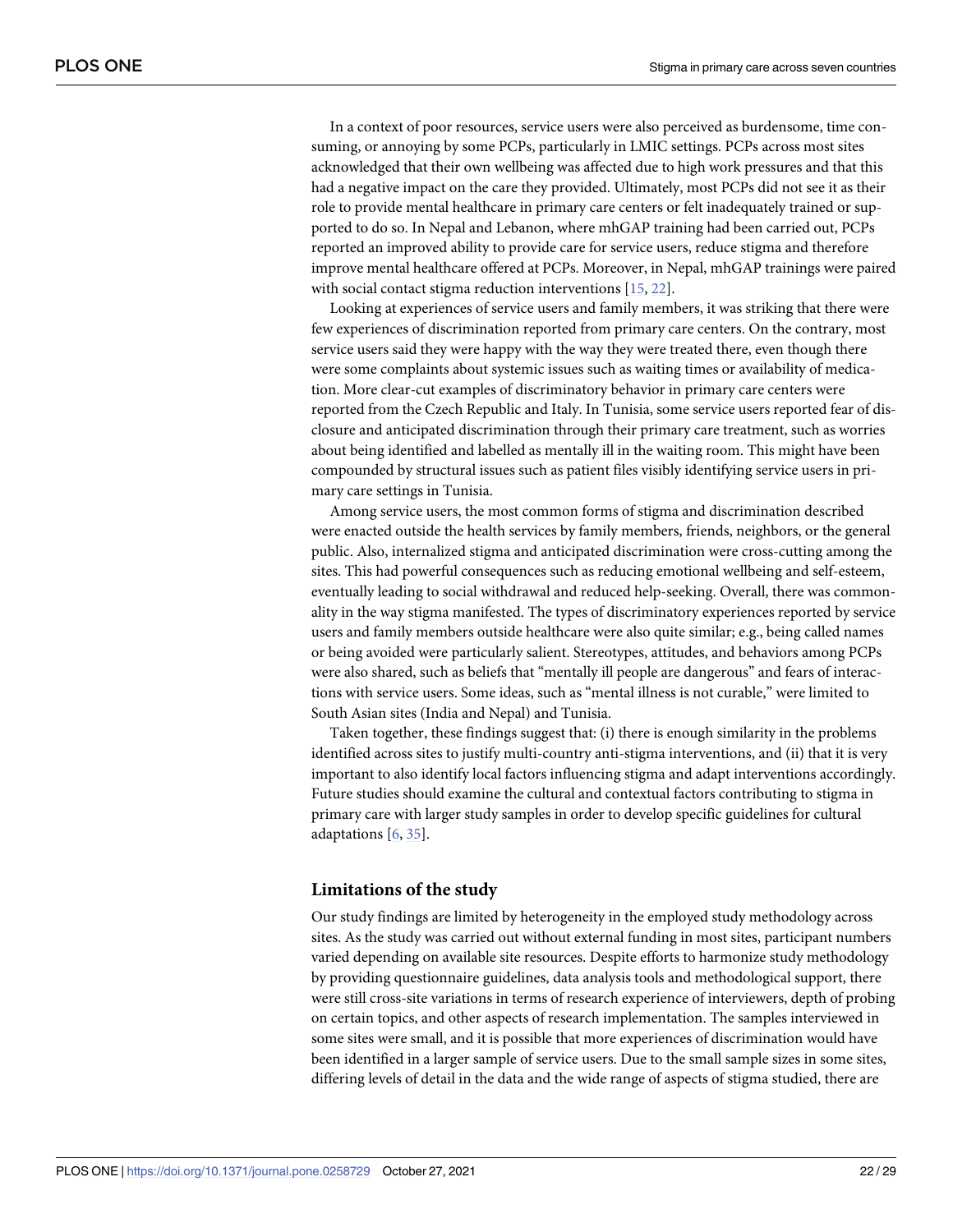In a context of poor resources, service users were also perceived as burdensome, time consuming, or annoying by some PCPs, particularly in LMIC settings. PCPs across most sites acknowledged that their own wellbeing was affected due to high work pressures and that this had a negative impact on the care they provided. Ultimately, most PCPs did not see it as their role to provide mental healthcare in primary care centers or felt inadequately trained or supported to do so. In Nepal and Lebanon, where mhGAP training had been carried out, PCPs reported an improved ability to provide care for service users, reduce stigma and therefore improve mental healthcare offered at PCPs. Moreover, in Nepal, mhGAP trainings were paired with social contact stigma reduction interventions [15, 22].

Looking at experiences of service users and family members, it was striking that there were few experiences of discrimination reported from primary care centers. On the contrary, most service users said they were happy with the way they were treated there, even though there were some complaints about systemic issues such as waiting times or availability of medication. More clear-cut examples of discriminatory behavior in primary care centers were reported from the Czech Republic and Italy. In Tunisia, some service users reported fear of disclosure and anticipated discrimination through their primary care treatment, such as worries about being identified and labelled as mentally ill in the waiting room. This might have been compounded by structural issues such as patient files visibly identifying service users in primary care settings in Tunisia.

Among service users, the most common forms of stigma and discrimination described were enacted outside the health services by family members, friends, neighbors, or the general public. Also, internalized stigma and anticipated discrimination were cross-cutting among the sites. This had powerful consequences such as reducing emotional wellbeing and self-esteem, eventually leading to social withdrawal and reduced help-seeking. Overall, there was commonality in the way stigma manifested. The types of discriminatory experiences reported by service users and family members outside healthcare were also quite similar; e.g., being called names or being avoided were particularly salient. Stereotypes, attitudes, and behaviors among PCPs were also shared, such as beliefs that "mentally ill people are dangerous" and fears of interactions with service users. Some ideas, such as "mental illness is not curable," were limited to South Asian sites (India and Nepal) and Tunisia.

Taken together, these findings suggest that: (i) there is enough similarity in the problems identified across sites to justify multi-country anti-stigma interventions, and (ii) that it is very important to also identify local factors influencing stigma and adapt interventions accordingly. Future studies should examine the cultural and contextual factors contributing to stigma in primary care with larger study samples in order to develop specific guidelines for cultural adaptations [6, 35].

## Limitations of the study

Our study findings are limited by heterogeneity in the employed study methodology across sites. As the study was carried out without external funding in most sites, participant numbers varied depending on available site resources. Despite efforts to harmonize study methodology by providing questionnaire guidelines, data analysis tools and methodological support, there were still cross-site variations in terms of research experience of interviewers, depth of probing on certain topics, and other aspects of research implementation. The samples interviewed in some sites were small, and it is possible that more experiences of discrimination would have been identified in a larger sample of service users. Due to the small sample sizes in some sites, differing levels of detail in the data and the wide range of aspects of stigma studied, there are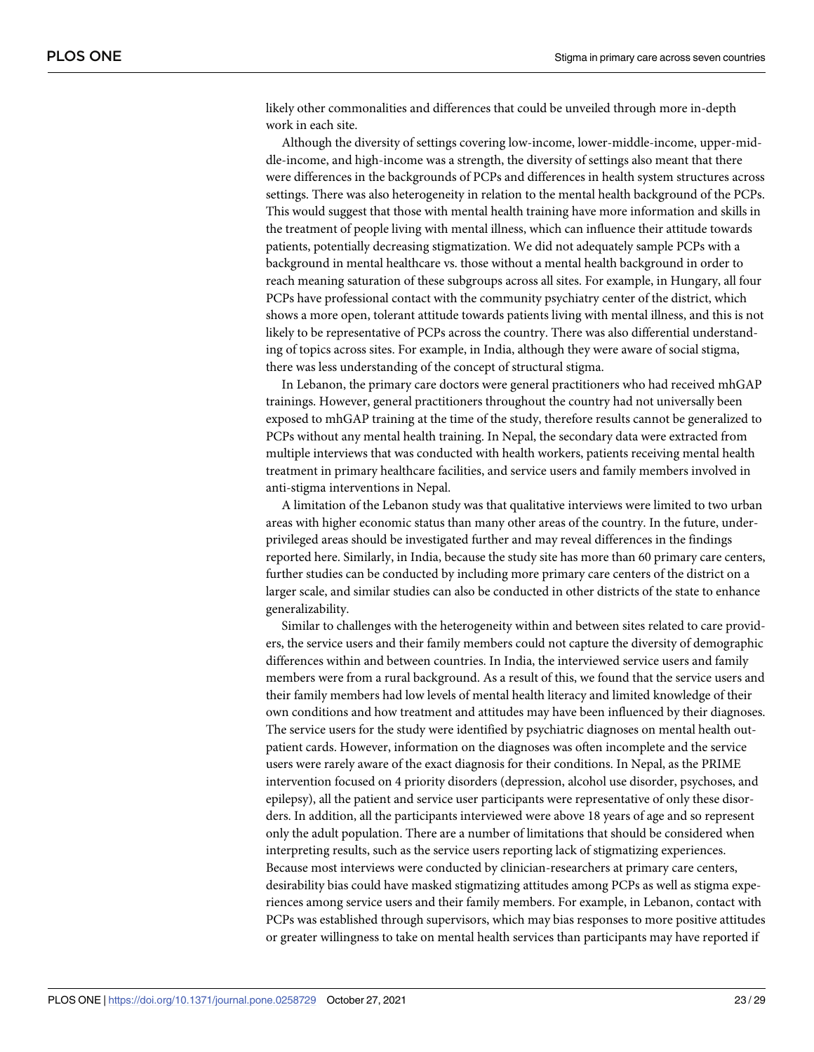likely other commonalities and differences that could be unveiled through more in-depth work in each site.

Although the diversity of settings covering low-income, lower-middle-income, upper-middle-income, and high-income was a strength, the diversity of settings also meant that there were differences in the backgrounds of PCPs and differences in health system structures across settings. There was also heterogeneity in relation to the mental health background of the PCPs. This would suggest that those with mental health training have more information and skills in the treatment of people living with mental illness, which can influence their attitude towards patients, potentially decreasing stigmatization. We did not adequately sample PCPs with a background in mental healthcare vs. those without a mental health background in order to reach meaning saturation of these subgroups across all sites. For example, in Hungary, all four PCPs have professional contact with the community psychiatry center of the district, which shows a more open, tolerant attitude towards patients living with mental illness, and this is not likely to be representative of PCPs across the country. There was also differential understanding of topics across sites. For example, in India, although they were aware of social stigma, there was less understanding of the concept of structural stigma.

In Lebanon, the primary care doctors were general practitioners who had received mhGAP trainings. However, general practitioners throughout the country had not universally been exposed to mhGAP training at the time of the study, therefore results cannot be generalized to PCPs without any mental health training. In Nepal, the secondary data were extracted from multiple interviews that was conducted with health workers, patients receiving mental health treatment in primary healthcare facilities, and service users and family members involved in anti-stigma interventions in Nepal.

A limitation of the Lebanon study was that qualitative interviews were limited to two urban areas with higher economic status than many other areas of the country. In the future, underprivileged areas should be investigated further and may reveal differences in the findings reported here. Similarly, in India, because the study site has more than 60 primary care centers, further studies can be conducted by including more primary care centers of the district on a larger scale, and similar studies can also be conducted in other districts of the state to enhance generalizability.

Similar to challenges with the heterogeneity within and between sites related to care providers, the service users and their family members could not capture the diversity of demographic differences within and between countries. In India, the interviewed service users and family members were from a rural background. As a result of this, we found that the service users and their family members had low levels of mental health literacy and limited knowledge of their own conditions and how treatment and attitudes may have been influenced by their diagnoses. The service users for the study were identified by psychiatric diagnoses on mental health outpatient cards. However, information on the diagnoses was often incomplete and the service users were rarely aware of the exact diagnosis for their conditions. In Nepal, as the PRIME intervention focused on 4 priority disorders (depression, alcohol use disorder, psychoses, and epilepsy), all the patient and service user participants were representative of only these disorders. In addition, all the participants interviewed were above 18 years of age and so represent only the adult population. There are a number of limitations that should be considered when interpreting results, such as the service users reporting lack of stigmatizing experiences. Because most interviews were conducted by clinician-researchers at primary care centers, desirability bias could have masked stigmatizing attitudes among PCPs as well as stigma experiences among service users and their family members. For example, in Lebanon, contact with PCPs was established through supervisors, which may bias responses to more positive attitudes or greater willingness to take on mental health services than participants may have reported if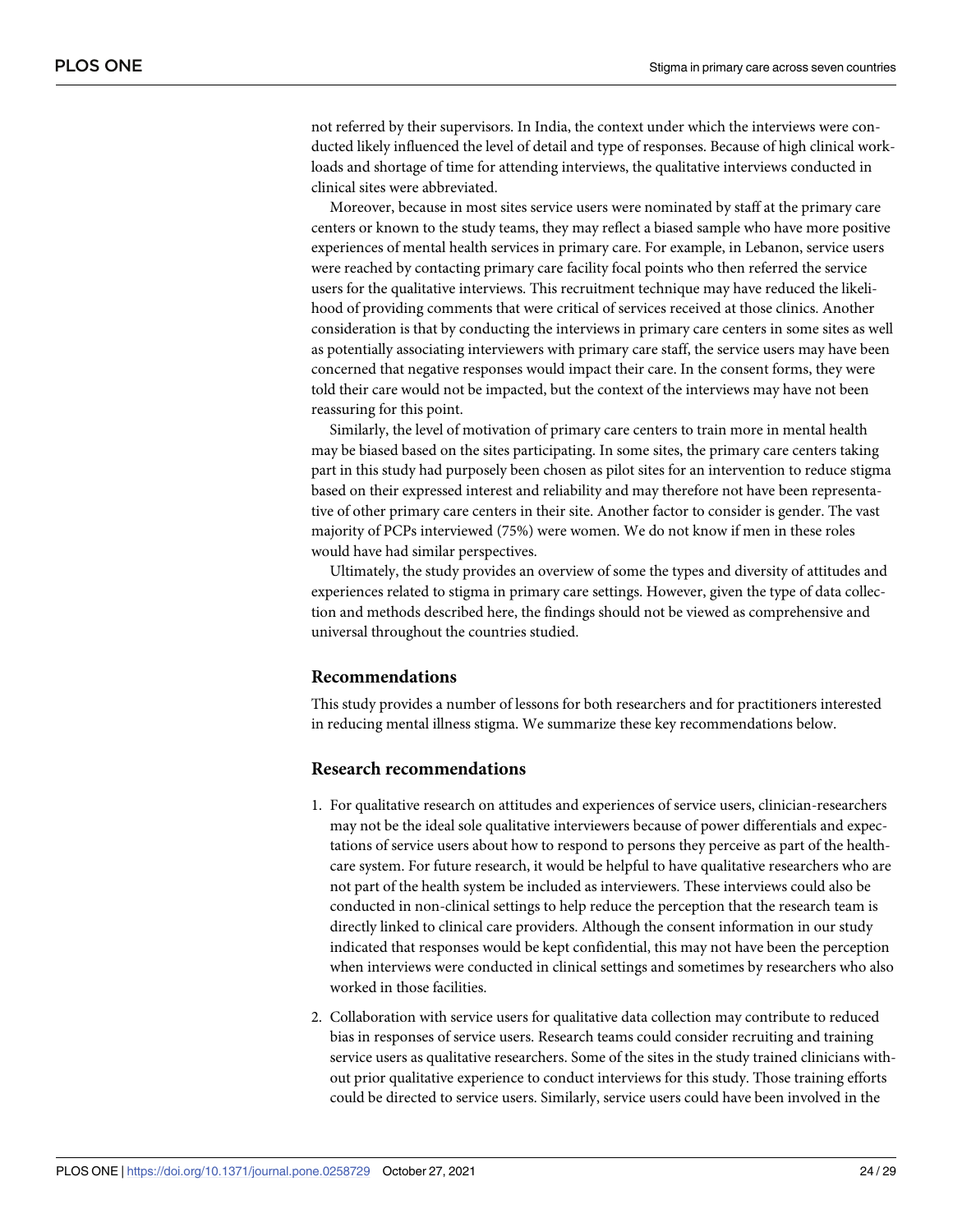not referred by their supervisors. In India, the context under which the interviews were conducted likely influenced the level of detail and type of responses. Because of high clinical workloads and shortage of time for attending interviews, the qualitative interviews conducted in clinical sites were abbreviated.

Moreover, because in most sites service users were nominated by staff at the primary care centers or known to the study teams, they may reflect a biased sample who have more positive experiences of mental health services in primary care. For example, in Lebanon, service users were reached by contacting primary care facility focal points who then referred the service users for the qualitative interviews. This recruitment technique may have reduced the likelihood of providing comments that were critical of services received at those clinics. Another consideration is that by conducting the interviews in primary care centers in some sites as well as potentially associating interviewers with primary care staff, the service users may have been concerned that negative responses would impact their care. In the consent forms, they were told their care would not be impacted, but the context of the interviews may have not been reassuring for this point.

Similarly, the level of motivation of primary care centers to train more in mental health may be biased based on the sites participating. In some sites, the primary care centers taking part in this study had purposely been chosen as pilot sites for an intervention to reduce stigma based on their expressed interest and reliability and may therefore not have been representative of other primary care centers in their site. Another factor to consider is gender. The vast majority of PCPs interviewed (75%) were women. We do not know if men in these roles would have had similar perspectives.

Ultimately, the study provides an overview of some the types and diversity of attitudes and experiences related to stigma in primary care settings. However, given the type of data collection and methods described here, the findings should not be viewed as comprehensive and universal throughout the countries studied.

## Recommendations

This study provides a number of lessons for both researchers and for practitioners interested in reducing mental illness stigma. We summarize these key recommendations below.

## Research recommendations

1. For qualitative research on attitudes and experiences of service users, clinician-researchers may not be the ideal sole qualitative interviewers because of power differentials and expectations of service users about how to respond to persons they perceive as part of the healthcare system. For future research, it would be helpful to have qualitative researchers who are not part of the health system be included as interviewers. These interviews could also be conducted in non-clinical settings to help reduce the perception that the research team is directly linked to clinical care providers. Although the consent information in our study indicated that responses would be kept confidential, this may not have been the perception when interviews were conducted in clinical settings and sometimes by researchers who also worked in those facilities.
2. Collaboration with service users for qualitative data collection may contribute to reduced bias in responses of service users. Research teams could consider recruiting and training service users as qualitative researchers. Some of the sites in the study trained clinicians without prior qualitative experience to conduct interviews for this study. Those training efforts could be directed to service users. Similarly, service users could have been involved in the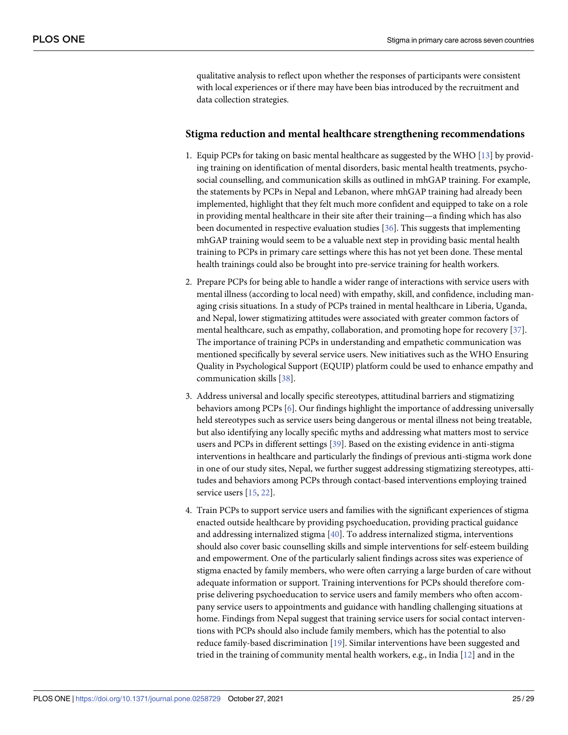qualitative analysis to reflect upon whether the responses of participants were consistent with local experiences or if there may have been bias introduced by the recruitment and data collection strategies.

## Stigma reduction and mental healthcare strengthening recommendations

1. Equip PCPs for taking on basic mental healthcare as suggested by the WHO [13] by providing training on identification of mental disorders, basic mental health treatments, psychosocial counselling, and communication skills as outlined in mhGAP training. For example, the statements by PCPs in Nepal and Lebanon, where mhGAP training had already been implemented, highlight that they felt much more confident and equipped to take on a role in providing mental healthcare in their site after their training—a finding which has also been documented in respective evaluation studies [36]. This suggests that implementing mhGAP training would seem to be a valuable next step in providing basic mental health training to PCPs in primary care settings where this has not yet been done. These mental health trainings could also be brought into pre-service training for health workers.

2. Prepare PCPs for being able to handle a wider range of interactions with service users with mental illness (according to local need) with empathy, skill, and confidence, including managing crisis situations. In a study of PCPs trained in mental healthcare in Liberia, Uganda, and Nepal, lower stigmatizing attitudes were associated with greater common factors of mental healthcare, such as empathy, collaboration, and promoting hope for recovery [37]. The importance of training PCPs in understanding and empathetic communication was mentioned specifically by several service users. New initiatives such as the WHO Ensuring Quality in Psychological Support (EQUIP) platform could be used to enhance empathy and communication skills [38].

3. Address universal and locally specific stereotypes, attitudinal barriers and stigmatizing behaviors among PCPs [6]. Our findings highlight the importance of addressing universally held stereotypes such as service users being dangerous or mental illness not being treatable, but also identifying any locally specific myths and addressing what matters most to service users and PCPs in different settings [39]. Based on the existing evidence in anti-stigma interventions in healthcare and particularly the findings of previous anti-stigma work done in one of our study sites, Nepal, we further suggest addressing stigmatizing stereotypes, attitudes and behaviors among PCPs through contact-based interventions employing trained service users [15, 22].

4. Train PCPs to support service users and families with the significant experiences of stigma enacted outside healthcare by providing psychoeducation, providing practical guidance and addressing internalized stigma [40]. To address internalized stigma, interventions should also cover basic counselling skills and simple interventions for self-esteem building and empowerment. One of the particularly salient findings across sites was experience of stigma enacted by family members, who were often carrying a large burden of care without adequate information or support. Training interventions for PCPs should therefore comprise delivering psychoeducation to service users and family members who often accompany service users to appointments and guidance with handling challenging situations at home. Findings from Nepal suggest that training service users for social contact interventions with PCPs should also include family members, which has the potential to also reduce family-based discrimination [19]. Similar interventions have been suggested and tried in the training of community mental health workers, e.g., in India [12] and in the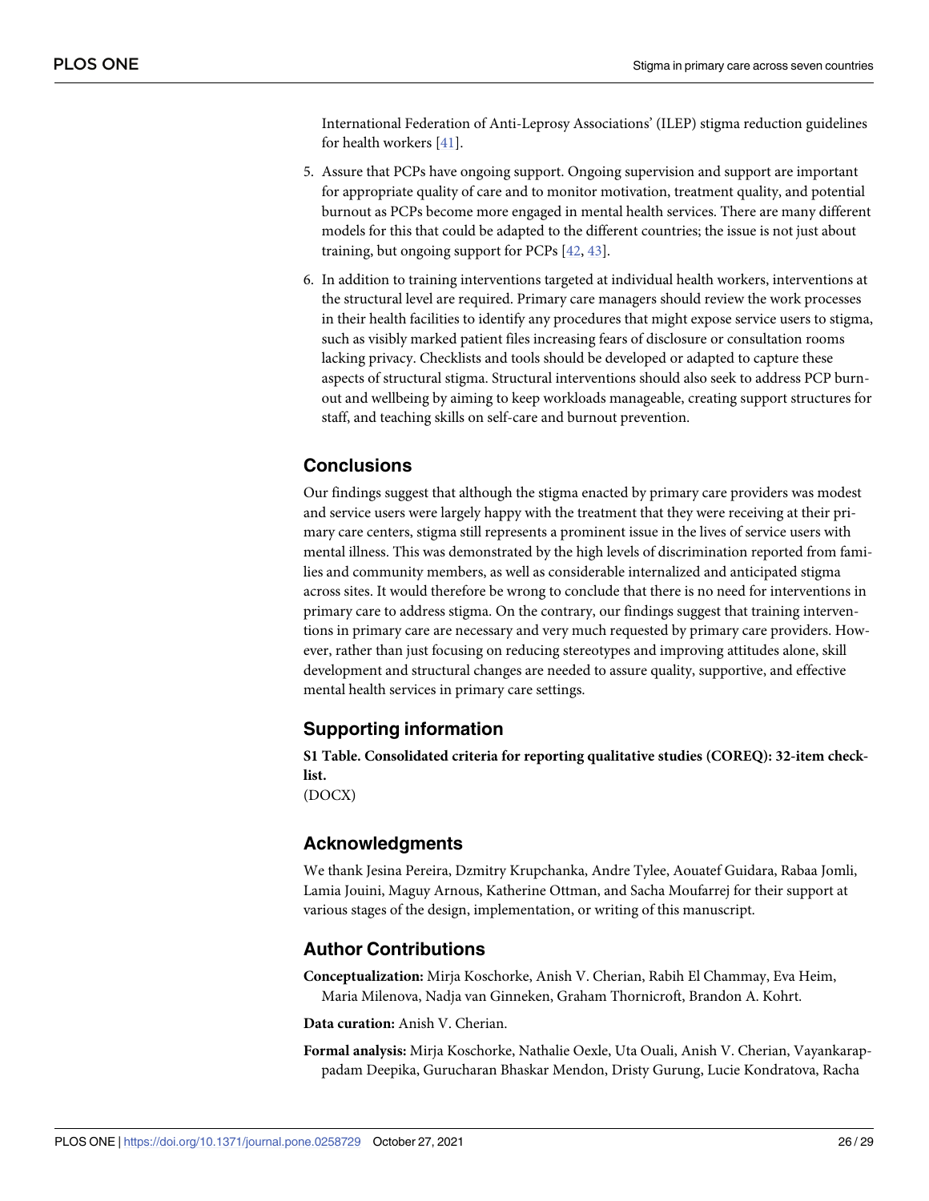International Federation of Anti-Leprosy Associations' (ILEP) stigma reduction guidelines for health workers [41].

5. Assure that PCPs have ongoing support. Ongoing supervision and support are important for appropriate quality of care and to monitor motivation, treatment quality, and potential burnout as PCPs become more engaged in mental health services. There are many different models for this that could be adapted to the different countries; the issue is not just about training, but ongoing support for PCPs [42, 43].

6. In addition to training interventions targeted at individual health workers, interventions at the structural level are required. Primary care managers should review the work processes in their health facilities to identify any procedures that might expose service users to stigma, such as visibly marked patient files increasing fears of disclosure or consultation rooms lacking privacy. Checklists and tools should be developed or adapted to capture these aspects of structural stigma. Structural interventions should also seek to address PCP burnout and wellbeing by aiming to keep workloads manageable, creating support structures for staff, and teaching skills on self-care and burnout prevention.

## Conclusions

Our findings suggest that although the stigma enacted by primary care providers was modest and service users were largely happy with the treatment that they were receiving at their primary care centers, stigma still represents a prominent issue in the lives of service users with mental illness. This was demonstrated by the high levels of discrimination reported from families and community members, as well as considerable internalized and anticipated stigma across sites. It would therefore be wrong to conclude that there is no need for interventions in primary care to address stigma. On the contrary, our findings suggest that training interventions in primary care are necessary and very much requested by primary care providers. However, rather than just focusing on reducing stereotypes and improving attitudes alone, skill development and structural changes are needed to assure quality, supportive, and effective mental health services in primary care settings.

## Supporting information

**S1 Table. Consolidated criteria for reporting qualitative studies (COREQ): 32-item checklist.**
(DOCX)

## Acknowledgments

We thank Jesina Pereira, Dzmitry Krupchanka, Andre Tylee, Aouatef Guidara, Rabaa Jomli, Lamia Jouini, Maguy Arnous, Katherine Ottman, and Sacha Moufarrej for their support at various stages of the design, implementation, or writing of this manuscript.

## Author Contributions

**Conceptualization:** Mirja Koschorke, Anish V. Cherian, Rabih El Chammay, Eva Heim, Maria Milenova, Nadja van Ginneken, Graham Thornicroft, Brandon A. Kohrt.

**Data curation:** Anish V. Cherian.

**Formal analysis:** Mirja Koschorke, Nathalie Oexle, Uta Ouali, Anish V. Cherian, Vayankarappadam Deepika, Gurucharan Bhaskar Mendon, Dristy Gurung, Lucie Kondratova, Racha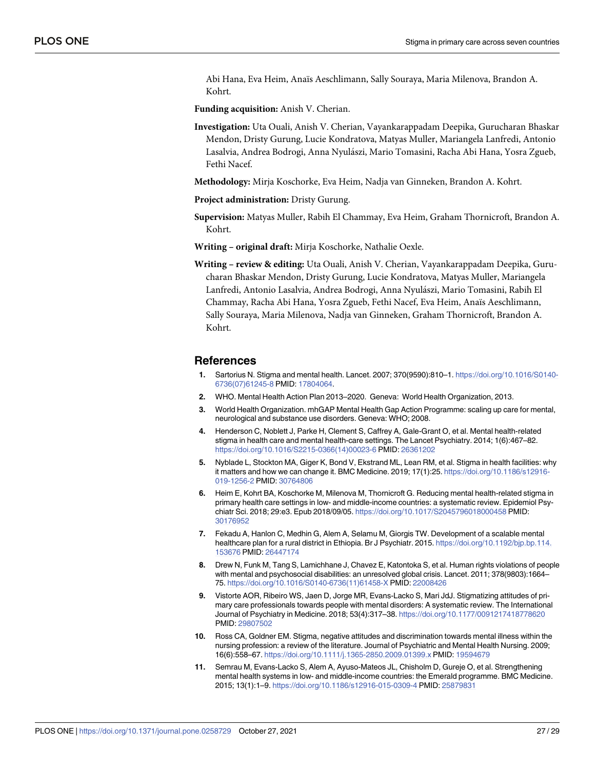Abi Hana, Eva Heim, Anaïs Aeschlimann, Sally Souraya, Maria Milenova, Brandon A. Kohrt.

**Funding acquisition:** Anish V. Cherian.

**Investigation:** Uta Ouali, Anish V. Cherian, Vayankarappadam Deepika, Gurucharan Bhaskar Mendon, Dristy Gurung, Lucie Kondratova, Matyas Muller, Mariangela Lanfredi, Antonio Lasalvia, Andrea Bodrogi, Anna Nyulászi, Mario Tomasini, Racha Abi Hana, Yosra Zgueb, Fethi Nacef.

**Methodology:** Mirja Koschorke, Eva Heim, Nadja van Ginneken, Brandon A. Kohrt.

**Project administration:** Dristy Gurung.

**Supervision:** Matyas Muller, Rabih El Chammay, Eva Heim, Graham Thornicroft, Brandon A. Kohrt.

**Writing – original draft:** Mirja Koschorke, Nathalie Oexle.

**Writing – review & editing:** Uta Ouali, Anish V. Cherian, Vayankarappadam Deepika, Gurucharan Bhaskar Mendon, Dristy Gurung, Lucie Kondratova, Matyas Muller, Mariangela Lanfredi, Antonio Lasalvia, Andrea Bodrogi, Anna Nyulászi, Mario Tomasini, Rabih El Chammay, Racha Abi Hana, Yosra Zgueb, Fethi Nacef, Eva Heim, Anaïs Aeschlimann, Sally Souraya, Maria Milenova, Nadja van Ginneken, Graham Thornicroft, Brandon A. Kohrt.

## References

1. Sartorius N. Stigma and mental health. Lancet. 2007; 370(9590):810–1. https://doi.org/10.1016/S0140-6736(07)61245-8 PMID: 17804064.
2. WHO. Mental Health Action Plan 2013–2020. Geneva: World Health Organization, 2013.
3. World Health Organization. mhGAP Mental Health Gap Action Programme: scaling up care for mental, neurological and substance use disorders. Geneva: WHO; 2008.
4. Henderson C, Noblett J, Parke H, Clement S, Caffrey A, Gale-Grant O, et al. Mental health-related stigma in health care and mental health-care settings. The Lancet Psychiatry. 2014; 1(6):467–82. https://doi.org/10.1016/S2215-0366(14)00023-6 PMID: 26361202
5. Nyblade L, Stockton MA, Giger K, Bond V, Ekstrand ML, Lean RM, et al. Stigma in health facilities: why it matters and how we can change it. BMC Medicine. 2019; 17(1):25. https://doi.org/10.1186/s12916-019-1256-2 PMID: 30764806
6. Heim E, Kohrt BA, Koschorke M, Milenova M, Thornicroft G. Reducing mental health-related stigma in primary health care settings in low- and middle-income countries: a systematic review. Epidemiol Psychiatr Sci. 2018; 29:e3. Epub 2018/09/05. https://doi.org/10.1017/S2045796018000458 PMID: 30176952
7. Fekadu A, Hanlon C, Medhin G, Alem A, Selamu M, Giorgis TW. Development of a scalable mental healthcare plan for a rural district in Ethiopia. Br J Psychiatr. 2015. https://doi.org/10.1192/bjp.bp.114.153676 PMID: 26447174
8. Drew N, Funk M, Tang S, Lamichhane J, Chavez E, Katontoka S, et al. Human rights violations of people with mental and psychosocial disabilities: an unresolved global crisis. Lancet. 2011; 378(9803):1664–75. https://doi.org/10.1016/S0140-6736(11)61458-X PMID: 22008426
9. Vistorte AOR, Ribeiro WS, Jaen D, Jorge MR, Evans-Lacko S, Mari JdJ. Stigmatizing attitudes of primary care professionals towards people with mental disorders: A systematic review. The International Journal of Psychiatry in Medicine. 2018; 53(4):317–38. https://doi.org/10.1177/0091217418778620 PMID: 29807502
10. Ross CA, Goldner EM. Stigma, negative attitudes and discrimination towards mental illness within the nursing profession: a review of the literature. Journal of Psychiatric and Mental Health Nursing. 2009; 16(6):558–67. https://doi.org/10.1111/j.1365-2850.2009.01399.x PMID: 19594679
11. Semrau M, Evans-Lacko S, Alem A, Ayuso-Mateos JL, Chisholm D, Gureje O, et al. Strengthening mental health systems in low- and middle-income countries: the Emerald programme. BMC Medicine. 2015; 13(1):1–9. https://doi.org/10.1186/s12916-015-0309-4 PMID: 25879831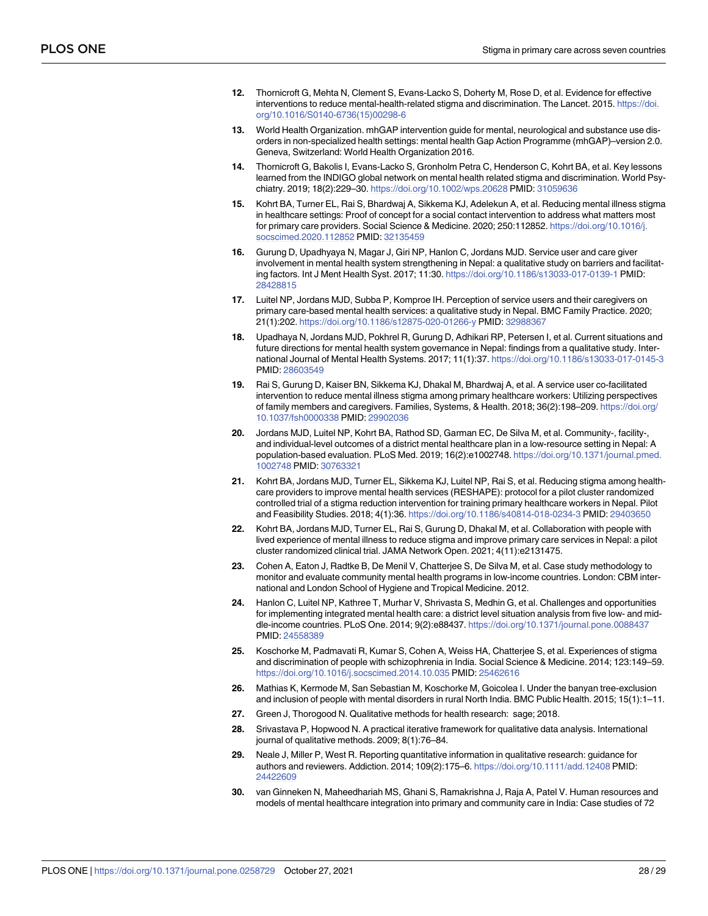12. Thornicroft G, Mehta N, Clement S, Evans-Lacko S, Doherty M, Rose D, et al. Evidence for effective interventions to reduce mental-health-related stigma and discrimination. The Lancet. 2015. https://doi.org/10.1016/S0140-6736(15)00298-6
13. World Health Organization. mhGAP intervention guide for mental, neurological and substance use disorders in non-specialized health settings: mental health Gap Action Programme (mhGAP)–version 2.0. Geneva, Switzerland: World Health Organization 2016.
14. Thornicroft G, Bakolis I, Evans-Lacko S, Gronholm Petra C, Henderson C, Kohrt BA, et al. Key lessons learned from the INDIGO global network on mental health related stigma and discrimination. World Psychiatry. 2019; 18(2):229–30. https://doi.org/10.1002/wps.20628 PMID: 31059636
15. Kohrt BA, Turner EL, Rai S, Bhardwaj A, Sikkema KJ, Adelekun A, et al. Reducing mental illness stigma in healthcare settings: Proof of concept for a social contact intervention to address what matters most for primary care providers. Social Science & Medicine. 2020; 250:112852. https://doi.org/10.1016/j.socscimed.2020.112852 PMID: 32135459
16. Gurung D, Upadhyaya N, Magar J, Giri NP, Hanlon C, Jordans MJD. Service user and care giver involvement in mental health system strengthening in Nepal: a qualitative study on barriers and facilitating factors. Int J Ment Health Syst. 2017; 11:30. https://doi.org/10.1186/s13033-017-0139-1 PMID: 28428815
17. Luitel NP, Jordans MJD, Subba P, Komproe IH. Perception of service users and their caregivers on primary care-based mental health services: a qualitative study in Nepal. BMC Family Practice. 2020; 21(1):202. https://doi.org/10.1186/s12875-020-01266-y PMID: 32988367
18. Upadhaya N, Jordans MJD, Pokhrel R, Gurung D, Adhikari RP, Petersen I, et al. Current situations and future directions for mental health system governance in Nepal: findings from a qualitative study. International Journal of Mental Health Systems. 2017; 11(1):37. https://doi.org/10.1186/s13033-017-0145-3 PMID: 28603549
19. Rai S, Gurung D, Kaiser BN, Sikkema KJ, Dhakal M, Bhardwaj A, et al. A service user co-facilitated intervention to reduce mental illness stigma among primary healthcare workers: Utilizing perspectives of family members and caregivers. Families, Systems, & Health. 2018; 36(2):198–209. https://doi.org/10.1037/fsh0000338 PMID: 29902036
20. Jordans MJD, Luitel NP, Kohrt BA, Rathod SD, Garman EC, De Silva M, et al. Community-, facility-, and individual-level outcomes of a district mental healthcare plan in a low-resource setting in Nepal: A population-based evaluation. PLoS Med. 2019; 16(2):e1002748. https://doi.org/10.1371/journal.pmed.1002748 PMID: 30763321
21. Kohrt BA, Jordans MJD, Turner EL, Sikkema KJ, Luitel NP, Rai S, et al. Reducing stigma among healthcare providers to improve mental health services (RESHAPE): protocol for a pilot cluster randomized controlled trial of a stigma reduction intervention for training primary healthcare workers in Nepal. Pilot and Feasibility Studies. 2018; 4(1):36. https://doi.org/10.1186/s40814-018-0234-3 PMID: 29403650
22. Kohrt BA, Jordans MJD, Turner EL, Rai S, Gurung D, Dhakal M, et al. Collaboration with people with lived experience of mental illness to reduce stigma and improve primary care services in Nepal: a pilot cluster randomized clinical trial. JAMA Network Open. 2021; 4(11):e2131475.
23. Cohen A, Eaton J, Radtke B, De Menil V, Chatterjee S, De Silva M, et al. Case study methodology to monitor and evaluate community mental health programs in low-income countries. London: CBM international and London School of Hygiene and Tropical Medicine. 2012.
24. Hanlon C, Luitel NP, Kathree T, Murhar V, Shrivasta S, Medhin G, et al. Challenges and opportunities for implementing integrated mental health care: a district level situation analysis from five low- and middle-income countries. PLoS One. 2014; 9(2):e88437. https://doi.org/10.1371/journal.pone.0088437 PMID: 24558389
25. Koschorke M, Padmavati R, Kumar S, Cohen A, Weiss HA, Chatterjee S, et al. Experiences of stigma and discrimination of people with schizophrenia in India. Social Science & Medicine. 2014; 123:149–59. https://doi.org/10.1016/j.socscimed.2014.10.035 PMID: 25462616
26. Mathias K, Kermode M, San Sebastian M, Koschorke M, Goicolea I. Under the banyan tree-exclusion and inclusion of people with mental disorders in rural North India. BMC Public Health. 2015; 15(1):1–11.
27. Green J, Thorogood N. Qualitative methods for health research: sage; 2018.
28. Srivastava P, Hopwood N. A practical iterative framework for qualitative data analysis. International journal of qualitative methods. 2009; 8(1):76–84.
29. Neale J, Miller P, West R. Reporting quantitative information in qualitative research: guidance for authors and reviewers. Addiction. 2014; 109(2):175–6. https://doi.org/10.1111/add.12408 PMID: 24422609
30. van Ginneken N, Maheedhariah MS, Ghani S, Ramakrishna J, Raja A, Patel V. Human resources and models of mental healthcare integration into primary and community care in India: Case studies of 72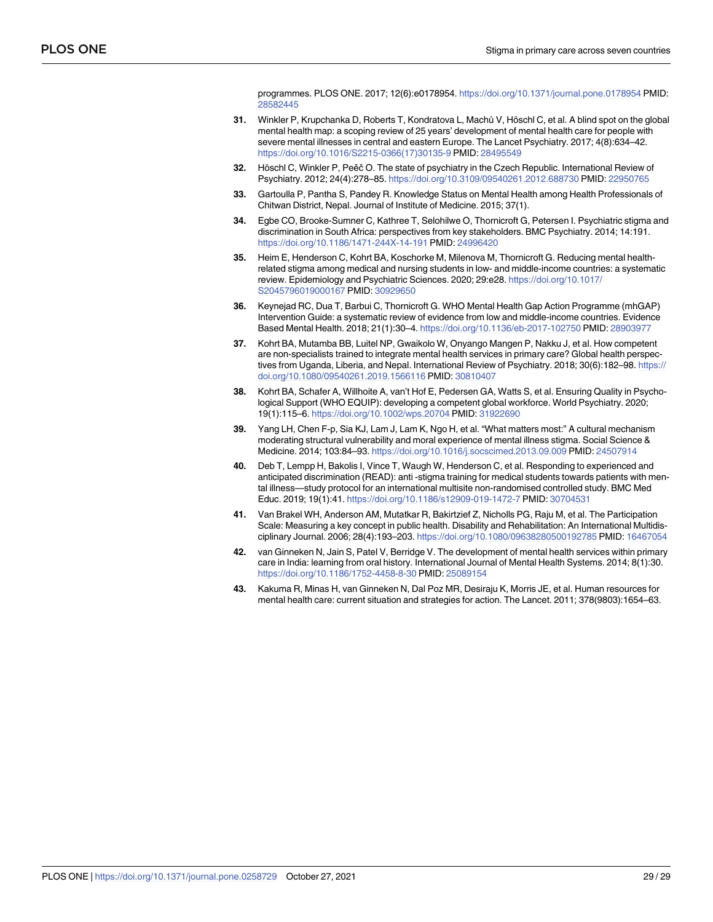programmes. PLOS ONE. 2017; 12(6):e0178954. https://doi.org/10.1371/journal.pone.0178954 PMID: 28582445

31. Winkler P, Krupchanka D, Roberts T, Kondratova L, Machů V, Höschl C, et al. A blind spot on the global mental health map: a scoping review of 25 years' development of mental health care for people with severe mental illnesses in central and eastern Europe. The Lancet Psychiatry. 2017; 4(8):634–42. https://doi.org/10.1016/S2215-0366(17)30135-9 PMID: 28495549

32. Höschl C, Winkler P, Peěč O. The state of psychiatry in the Czech Republic. International Review of Psychiatry. 2012; 24(4):278–85. https://doi.org/10.3109/09540261.2012.688730 PMID: 22950765

33. Gartoulla P, Pantha S, Pandey R. Knowledge Status on Mental Health among Health Professionals of Chitwan District, Nepal. Journal of Institute of Medicine. 2015; 37(1).

34. Egbe CO, Brooke-Sumner C, Kathree T, Selohilwe O, Thornicroft G, Petersen I. Psychiatric stigma and discrimination in South Africa: perspectives from key stakeholders. BMC Psychiatry. 2014; 14:191. https://doi.org/10.1186/1471-244X-14-191 PMID: 24996420

35. Heim E, Henderson C, Kohrt BA, Koschorke M, Milenova M, Thornicroft G. Reducing mental health-related stigma among medical and nursing students in low- and middle-income countries: a systematic review. Epidemiology and Psychiatric Sciences. 2020; 29:e28. https://doi.org/10.1017/S2045796019000167 PMID: 30929650

36. Keynejad RC, Dua T, Barbui C, Thornicroft G. WHO Mental Health Gap Action Programme (mhGAP) Intervention Guide: a systematic review of evidence from low and middle-income countries. Evidence Based Mental Health. 2018; 21(1):30–4. https://doi.org/10.1136/eb-2017-102750 PMID: 28903977

37. Kohrt BA, Mutamba BB, Luitel NP, Gwaikolo W, Onyango Mangen P, Nakku J, et al. How competent are non-specialists trained to integrate mental health services in primary care? Global health perspectives from Uganda, Liberia, and Nepal. International Review of Psychiatry. 2018; 30(6):182–98. https://doi.org/10.1080/09540261.2019.1566116 PMID: 30810407

38. Kohrt BA, Schafer A, Willhoite A, van't Hof E, Pedersen GA, Watts S, et al. Ensuring Quality in Psychological Support (WHO EQUIP): developing a competent global workforce. World Psychiatry. 2020; 19(1):115–6. https://doi.org/10.1002/wps.20704 PMID: 31922690

39. Yang LH, Chen F-p, Sia KJ, Lam J, Lam K, Ngo H, et al. "What matters most:" A cultural mechanism moderating structural vulnerability and moral experience of mental illness stigma. Social Science & Medicine. 2014; 103:84–93. https://doi.org/10.1016/j.socscimed.2013.09.009 PMID: 24507914

40. Deb T, Lempp H, Bakolis I, Vince T, Waugh W, Henderson C, et al. Responding to experienced and anticipated discrimination (READ): anti -stigma training for medical students towards patients with mental illness—study protocol for an international multisite non-randomised controlled study. BMC Med Educ. 2019; 19(1):41. https://doi.org/10.1186/s12909-019-1472-7 PMID: 30704531

41. Van Brakel WH, Anderson AM, Mutatkar R, Bakirtzief Z, Nicholls PG, Raju M, et al. The Participation Scale: Measuring a key concept in public health. Disability and Rehabilitation: An International Multidisciplinary Journal. 2006; 28(4):193–203. https://doi.org/10.1080/09638280500192785 PMID: 16467054

42. van Ginneken N, Jain S, Patel V, Berridge V. The development of mental health services within primary care in India: learning from oral history. International Journal of Mental Health Systems. 2014; 8(1):30. https://doi.org/10.1186/1752-4458-8-30 PMID: 25089154

43. Kakuma R, Minas H, van Ginneken N, Dal Poz MR, Desiraju K, Morris JE, et al. Human resources for mental health care: current situation and strategies for action. The Lancet. 2011; 378(9803):1654–63.